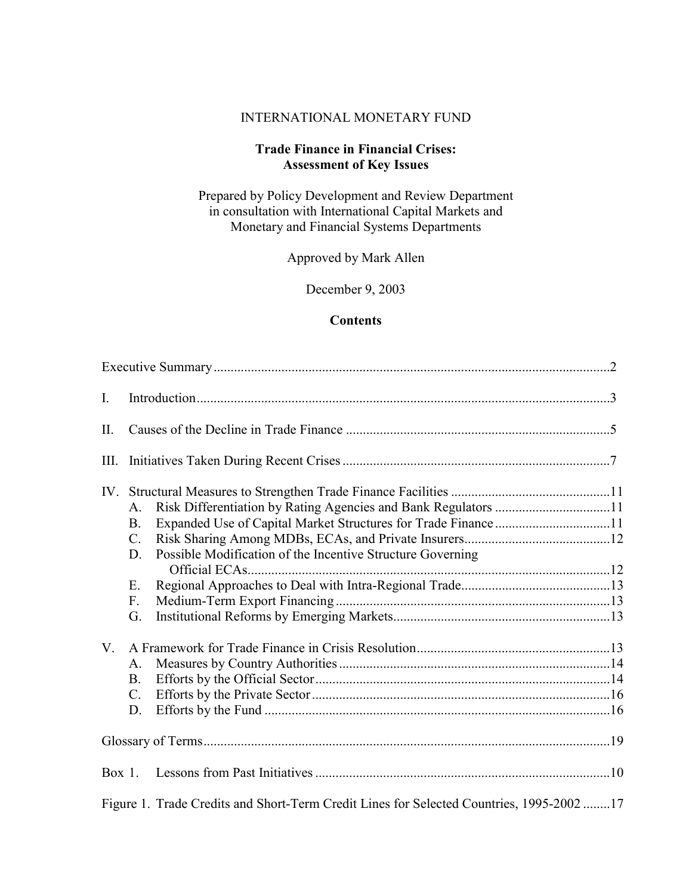INTERNATIONAL MONETARY FUND

# Trade Finance in Financial Crises: Assessment of Key Issues

Prepared by Policy Development and Review Department
in consultation with International Capital Markets and
Monetary and Financial Systems Departments

Approved by Mark Allen

December 9, 2003

## Contents

Executive Summary....................................................................................................................2

I. Introduction..........................................................................................................................3

II. Causes of the Decline in Trade Finance .............................................................................5

III. Initiatives Taken During Recent Crises ..............................................................................7

IV. Structural Measures to Strengthen Trade Finance Facilities ...............................................11
  A. Risk Differentiation by Rating Agencies and Bank Regulators ..................................11
  B. Expanded Use of Capital Market Structures for Trade Finance ..................................11
  C. Risk Sharing Among MDBs, ECAs, and Private Insurers...........................................12
  D. Possible Modification of the Incentive Structure Governing Official ECAs...........................................................................................................12
  E. Regional Approaches to Deal with Intra-Regional Trade............................................13
  F. Medium-Term Export Financing .................................................................................13
  G. Institutional Reforms by Emerging Markets................................................................13

V. A Framework for Trade Finance in Crisis Resolution.........................................................13
  A. Measures by Country Authorities ................................................................................14
  B. Efforts by the Official Sector.......................................................................................14
  C. Efforts by the Private Sector........................................................................................16
  D. Efforts by the Fund ......................................................................................................16

Glossary of Terms.......................................................................................................................19

Box 1. Lessons from Past Initiatives .......................................................................................10

Figure 1. Trade Credits and Short-Term Credit Lines for Selected Countries, 1995-2002 ........17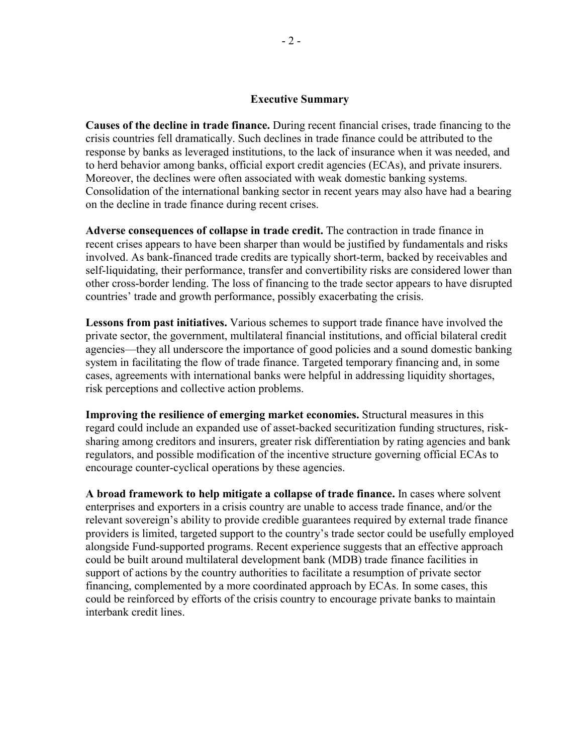## Executive Summary

**Causes of the decline in trade finance.** During recent financial crises, trade financing to the crisis countries fell dramatically. Such declines in trade finance could be attributed to the response by banks as leveraged institutions, to the lack of insurance when it was needed, and to herd behavior among banks, official export credit agencies (ECAs), and private insurers. Moreover, the declines were often associated with weak domestic banking systems. Consolidation of the international banking sector in recent years may also have had a bearing on the decline in trade finance during recent crises.

**Adverse consequences of collapse in trade credit.** The contraction in trade finance in recent crises appears to have been sharper than would be justified by fundamentals and risks involved. As bank-financed trade credits are typically short-term, backed by receivables and self-liquidating, their performance, transfer and convertibility risks are considered lower than other cross-border lending. The loss of financing to the trade sector appears to have disrupted countries' trade and growth performance, possibly exacerbating the crisis.

**Lessons from past initiatives.** Various schemes to support trade finance have involved the private sector, the government, multilateral financial institutions, and official bilateral credit agencies—they all underscore the importance of good policies and a sound domestic banking system in facilitating the flow of trade finance. Targeted temporary financing and, in some cases, agreements with international banks were helpful in addressing liquidity shortages, risk perceptions and collective action problems.

**Improving the resilience of emerging market economies.** Structural measures in this regard could include an expanded use of asset-backed securitization funding structures, risk-sharing among creditors and insurers, greater risk differentiation by rating agencies and bank regulators, and possible modification of the incentive structure governing official ECAs to encourage counter-cyclical operations by these agencies.

**A broad framework to help mitigate a collapse of trade finance.** In cases where solvent enterprises and exporters in a crisis country are unable to access trade finance, and/or the relevant sovereign's ability to provide credible guarantees required by external trade finance providers is limited, targeted support to the country's trade sector could be usefully employed alongside Fund-supported programs. Recent experience suggests that an effective approach could be built around multilateral development bank (MDB) trade finance facilities in support of actions by the country authorities to facilitate a resumption of private sector financing, complemented by a more coordinated approach by ECAs. In some cases, this could be reinforced by efforts of the crisis country to encourage private banks to maintain interbank credit lines.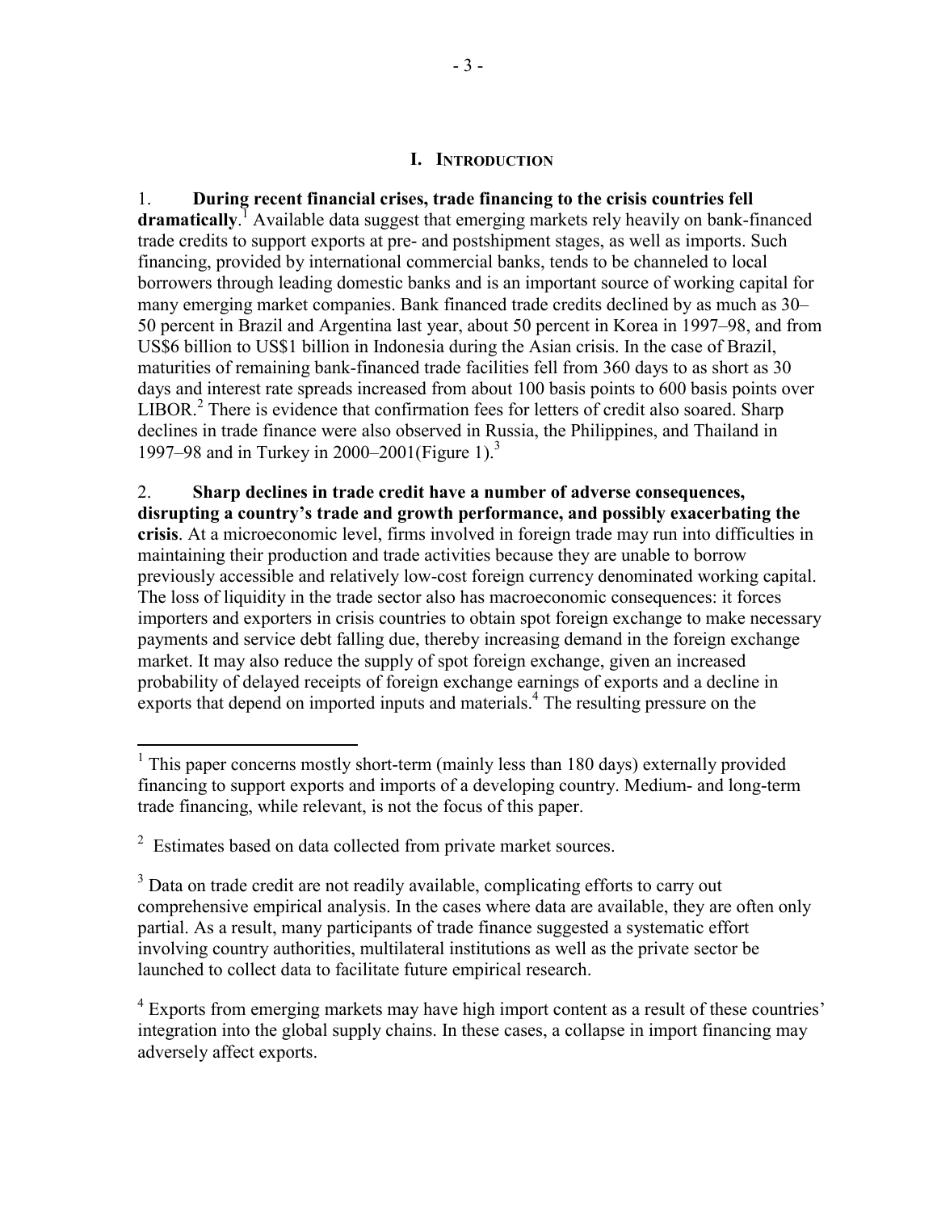# I. INTRODUCTION

1. **During recent financial crises, trade financing to the crisis countries fell dramatically**.[1] Available data suggest that emerging markets rely heavily on bank-financed trade credits to support exports at pre- and postshipment stages, as well as imports. Such financing, provided by international commercial banks, tends to be channeled to local borrowers through leading domestic banks and is an important source of working capital for many emerging market companies. Bank financed trade credits declined by as much as 30–50 percent in Brazil and Argentina last year, about 50 percent in Korea in 1997–98, and from US$6 billion to US$1 billion in Indonesia during the Asian crisis. In the case of Brazil, maturities of remaining bank-financed trade facilities fell from 360 days to as short as 30 days and interest rate spreads increased from about 100 basis points to 600 basis points over LIBOR.[2] There is evidence that confirmation fees for letters of credit also soared. Sharp declines in trade finance were also observed in Russia, the Philippines, and Thailand in 1997–98 and in Turkey in 2000–2001(Figure 1).[3]

2. **Sharp declines in trade credit have a number of adverse consequences, disrupting a country's trade and growth performance, and possibly exacerbating the crisis**. At a microeconomic level, firms involved in foreign trade may run into difficulties in maintaining their production and trade activities because they are unable to borrow previously accessible and relatively low-cost foreign currency denominated working capital. The loss of liquidity in the trade sector also has macroeconomic consequences: it forces importers and exporters in crisis countries to obtain spot foreign exchange to make necessary payments and service debt falling due, thereby increasing demand in the foreign exchange market. It may also reduce the supply of spot foreign exchange, given an increased probability of delayed receipts of foreign exchange earnings of exports and a decline in exports that depend on imported inputs and materials.[4] The resulting pressure on the

---

[1] This paper concerns mostly short-term (mainly less than 180 days) externally provided financing to support exports and imports of a developing country. Medium- and long-term trade financing, while relevant, is not the focus of this paper.

[2] Estimates based on data collected from private market sources.

[3] Data on trade credit are not readily available, complicating efforts to carry out comprehensive empirical analysis. In the cases where data are available, they are often only partial. As a result, many participants of trade finance suggested a systematic effort involving country authorities, multilateral institutions as well as the private sector be launched to collect data to facilitate future empirical research.

[4] Exports from emerging markets may have high import content as a result of these countries' integration into the global supply chains. In these cases, a collapse in import financing may adversely affect exports.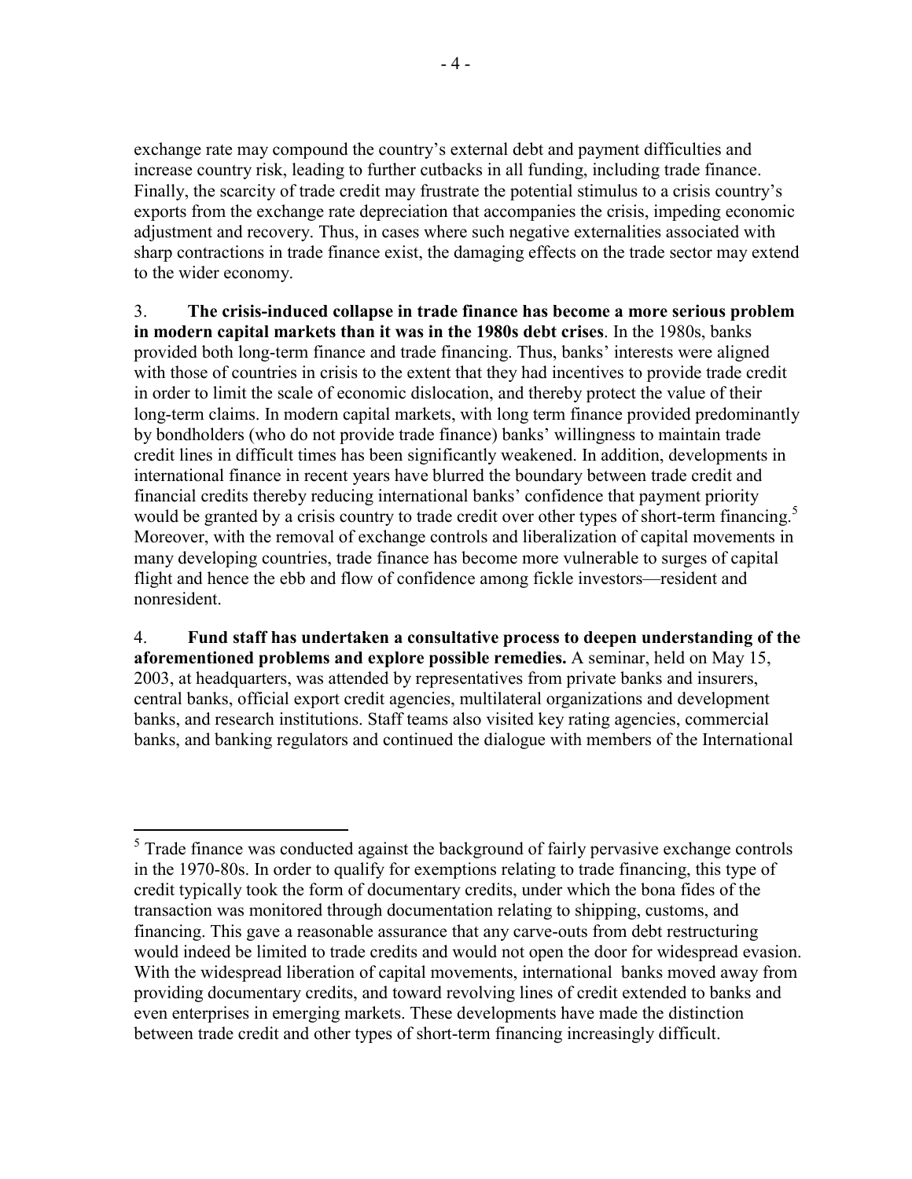exchange rate may compound the country's external debt and payment difficulties and increase country risk, leading to further cutbacks in all funding, including trade finance. Finally, the scarcity of trade credit may frustrate the potential stimulus to a crisis country's exports from the exchange rate depreciation that accompanies the crisis, impeding economic adjustment and recovery. Thus, in cases where such negative externalities associated with sharp contractions in trade finance exist, the damaging effects on the trade sector may extend to the wider economy.

3. **The crisis-induced collapse in trade finance has become a more serious problem in modern capital markets than it was in the 1980s debt crises**. In the 1980s, banks provided both long-term finance and trade financing. Thus, banks' interests were aligned with those of countries in crisis to the extent that they had incentives to provide trade credit in order to limit the scale of economic dislocation, and thereby protect the value of their long-term claims. In modern capital markets, with long term finance provided predominantly by bondholders (who do not provide trade finance) banks' willingness to maintain trade credit lines in difficult times has been significantly weakened. In addition, developments in international finance in recent years have blurred the boundary between trade credit and financial credits thereby reducing international banks' confidence that payment priority would be granted by a crisis country to trade credit over other types of short-term financing.[5] Moreover, with the removal of exchange controls and liberalization of capital movements in many developing countries, trade finance has become more vulnerable to surges of capital flight and hence the ebb and flow of confidence among fickle investors—resident and nonresident.

4. **Fund staff has undertaken a consultative process to deepen understanding of the aforementioned problems and explore possible remedies.** A seminar, held on May 15, 2003, at headquarters, was attended by representatives from private banks and insurers, central banks, official export credit agencies, multilateral organizations and development banks, and research institutions. Staff teams also visited key rating agencies, commercial banks, and banking regulators and continued the dialogue with members of the International

[5] Trade finance was conducted against the background of fairly pervasive exchange controls in the 1970-80s. In order to qualify for exemptions relating to trade financing, this type of credit typically took the form of documentary credits, under which the bona fides of the transaction was monitored through documentation relating to shipping, customs, and financing. This gave a reasonable assurance that any carve-outs from debt restructuring would indeed be limited to trade credits and would not open the door for widespread evasion. With the widespread liberation of capital movements, international banks moved away from providing documentary credits, and toward revolving lines of credit extended to banks and even enterprises in emerging markets. These developments have made the distinction between trade credit and other types of short-term financing increasingly difficult.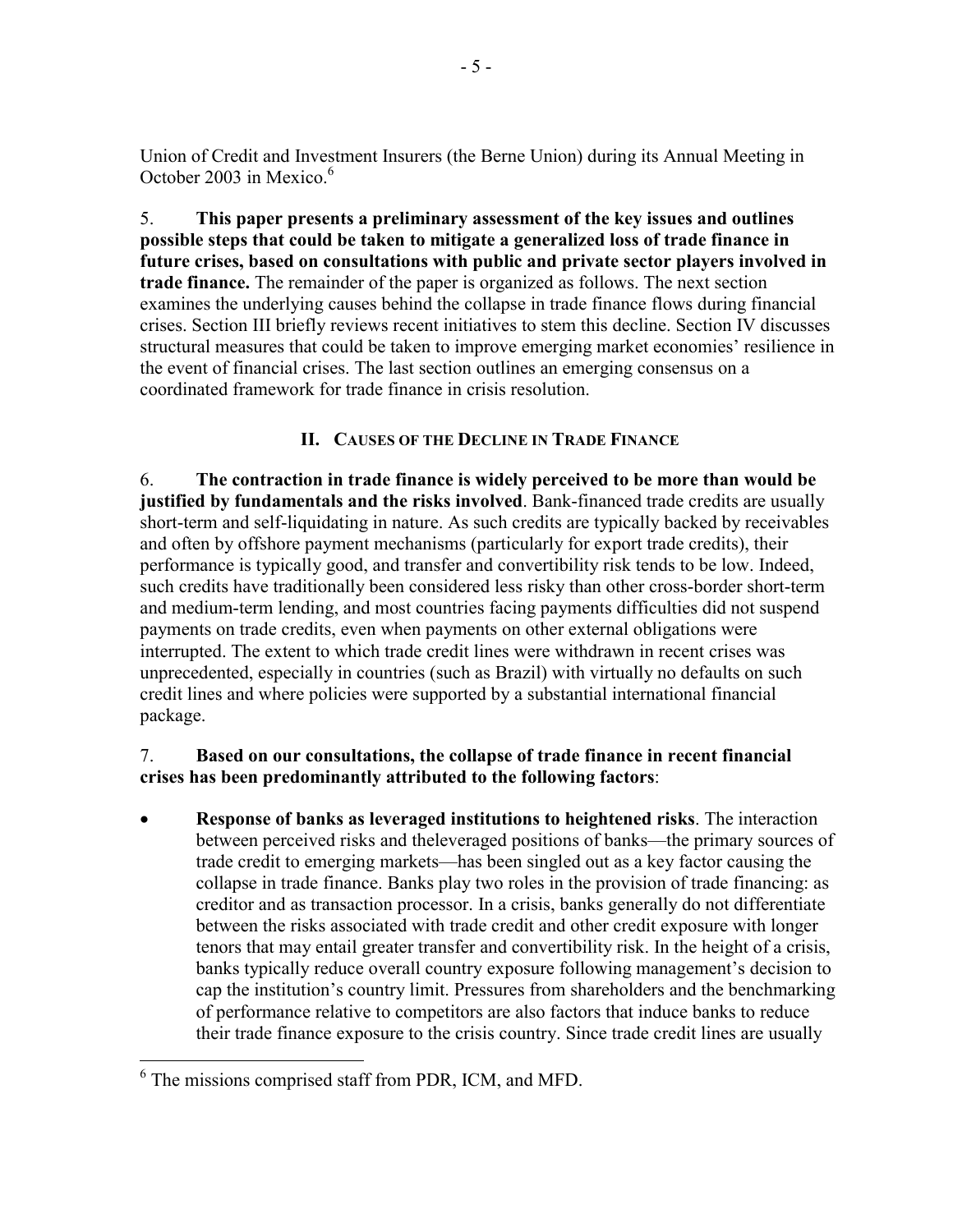Union of Credit and Investment Insurers (the Berne Union) during its Annual Meeting in October 2003 in Mexico.[6]

5. **This paper presents a preliminary assessment of the key issues and outlines possible steps that could be taken to mitigate a generalized loss of trade finance in future crises, based on consultations with public and private sector players involved in trade finance.** The remainder of the paper is organized as follows. The next section examines the underlying causes behind the collapse in trade finance flows during financial crises. Section III briefly reviews recent initiatives to stem this decline. Section IV discusses structural measures that could be taken to improve emerging market economies' resilience in the event of financial crises. The last section outlines an emerging consensus on a coordinated framework for trade finance in crisis resolution.

## II. Causes of the Decline in Trade Finance

6. **The contraction in trade finance is widely perceived to be more than would be justified by fundamentals and the risks involved**. Bank-financed trade credits are usually short-term and self-liquidating in nature. As such credits are typically backed by receivables and often by offshore payment mechanisms (particularly for export trade credits), their performance is typically good, and transfer and convertibility risk tends to be low. Indeed, such credits have traditionally been considered less risky than other cross-border short-term and medium-term lending, and most countries facing payments difficulties did not suspend payments on trade credits, even when payments on other external obligations were interrupted. The extent to which trade credit lines were withdrawn in recent crises was unprecedented, especially in countries (such as Brazil) with virtually no defaults on such credit lines and where policies were supported by a substantial international financial package.

7. **Based on our consultations, the collapse of trade finance in recent financial crises has been predominantly attributed to the following factors**:

- **Response of banks as leveraged institutions to heightened risks**. The interaction between perceived risks and theleveraged positions of banks—the primary sources of trade credit to emerging markets—has been singled out as a key factor causing the collapse in trade finance. Banks play two roles in the provision of trade financing: as creditor and as transaction processor. In a crisis, banks generally do not differentiate between the risks associated with trade credit and other credit exposure with longer tenors that may entail greater transfer and convertibility risk. In the height of a crisis, banks typically reduce overall country exposure following management's decision to cap the institution's country limit. Pressures from shareholders and the benchmarking of performance relative to competitors are also factors that induce banks to reduce their trade finance exposure to the crisis country. Since trade credit lines are usually

[6] The missions comprised staff from PDR, ICM, and MFD.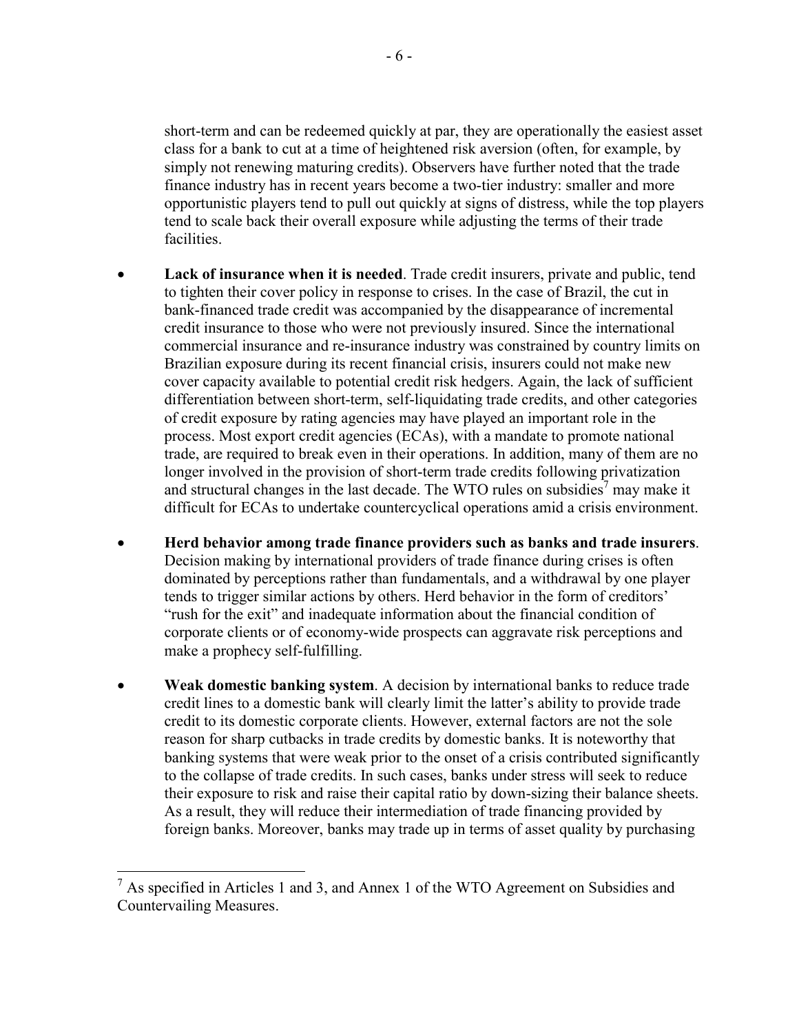short-term and can be redeemed quickly at par, they are operationally the easiest asset class for a bank to cut at a time of heightened risk aversion (often, for example, by simply not renewing maturing credits). Observers have further noted that the trade finance industry has in recent years become a two-tier industry: smaller and more opportunistic players tend to pull out quickly at signs of distress, while the top players tend to scale back their overall exposure while adjusting the terms of their trade facilities.

- **Lack of insurance when it is needed**. Trade credit insurers, private and public, tend to tighten their cover policy in response to crises. In the case of Brazil, the cut in bank-financed trade credit was accompanied by the disappearance of incremental credit insurance to those who were not previously insured. Since the international commercial insurance and re-insurance industry was constrained by country limits on Brazilian exposure during its recent financial crisis, insurers could not make new cover capacity available to potential credit risk hedgers. Again, the lack of sufficient differentiation between short-term, self-liquidating trade credits, and other categories of credit exposure by rating agencies may have played an important role in the process. Most export credit agencies (ECAs), with a mandate to promote national trade, are required to break even in their operations. In addition, many of them are no longer involved in the provision of short-term trade credits following privatization and structural changes in the last decade. The WTO rules on subsidies[7] may make it difficult for ECAs to undertake countercyclical operations amid a crisis environment.

- **Herd behavior among trade finance providers such as banks and trade insurers**. Decision making by international providers of trade finance during crises is often dominated by perceptions rather than fundamentals, and a withdrawal by one player tends to trigger similar actions by others. Herd behavior in the form of creditors' "rush for the exit" and inadequate information about the financial condition of corporate clients or of economy-wide prospects can aggravate risk perceptions and make a prophecy self-fulfilling.

- **Weak domestic banking system**. A decision by international banks to reduce trade credit lines to a domestic bank will clearly limit the latter's ability to provide trade credit to its domestic corporate clients. However, external factors are not the sole reason for sharp cutbacks in trade credits by domestic banks. It is noteworthy that banking systems that were weak prior to the onset of a crisis contributed significantly to the collapse of trade credits. In such cases, banks under stress will seek to reduce their exposure to risk and raise their capital ratio by down-sizing their balance sheets. As a result, they will reduce their intermediation of trade financing provided by foreign banks. Moreover, banks may trade up in terms of asset quality by purchasing

---

[7] As specified in Articles 1 and 3, and Annex 1 of the WTO Agreement on Subsidies and Countervailing Measures.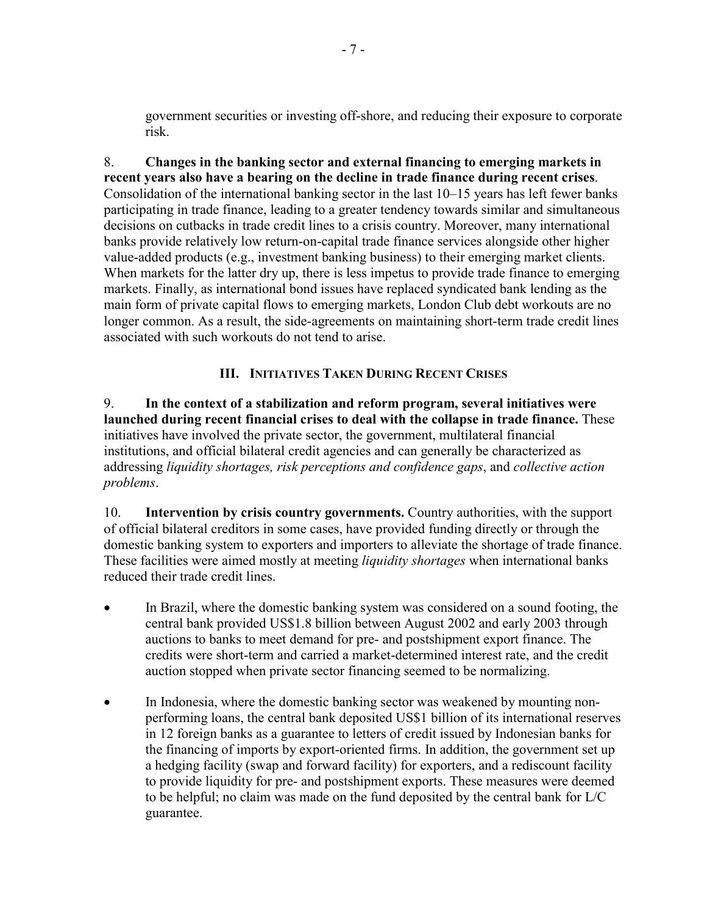government securities or investing off-shore, and reducing their exposure to corporate risk.

8. **Changes in the banking sector and external financing to emerging markets in recent years also have a bearing on the decline in trade finance during recent crises**. Consolidation of the international banking sector in the last 10–15 years has left fewer banks participating in trade finance, leading to a greater tendency towards similar and simultaneous decisions on cutbacks in trade credit lines to a crisis country. Moreover, many international banks provide relatively low return-on-capital trade finance services alongside other higher value-added products (e.g., investment banking business) to their emerging market clients. When markets for the latter dry up, there is less impetus to provide trade finance to emerging markets. Finally, as international bond issues have replaced syndicated bank lending as the main form of private capital flows to emerging markets, London Club debt workouts are no longer common. As a result, the side-agreements on maintaining short-term trade credit lines associated with such workouts do not tend to arise.

## III. Initiatives Taken During Recent Crises

9. **In the context of a stabilization and reform program, several initiatives were launched during recent financial crises to deal with the collapse in trade finance.** These initiatives have involved the private sector, the government, multilateral financial institutions, and official bilateral credit agencies and can generally be characterized as addressing *liquidity shortages, risk perceptions and confidence gaps*, and *collective action problems*.

10. **Intervention by crisis country governments.** Country authorities, with the support of official bilateral creditors in some cases, have provided funding directly or through the domestic banking system to exporters and importers to alleviate the shortage of trade finance. These facilities were aimed mostly at meeting *liquidity shortages* when international banks reduced their trade credit lines.

- In Brazil, where the domestic banking system was considered on a sound footing, the central bank provided US$1.8 billion between August 2002 and early 2003 through auctions to banks to meet demand for pre- and postshipment export finance. The credits were short-term and carried a market-determined interest rate, and the credit auction stopped when private sector financing seemed to be normalizing.

- In Indonesia, where the domestic banking sector was weakened by mounting non-performing loans, the central bank deposited US$1 billion of its international reserves in 12 foreign banks as a guarantee to letters of credit issued by Indonesian banks for the financing of imports by export-oriented firms. In addition, the government set up a hedging facility (swap and forward facility) for exporters, and a rediscount facility to provide liquidity for pre- and postshipment exports. These measures were deemed to be helpful; no claim was made on the fund deposited by the central bank for L/C guarantee.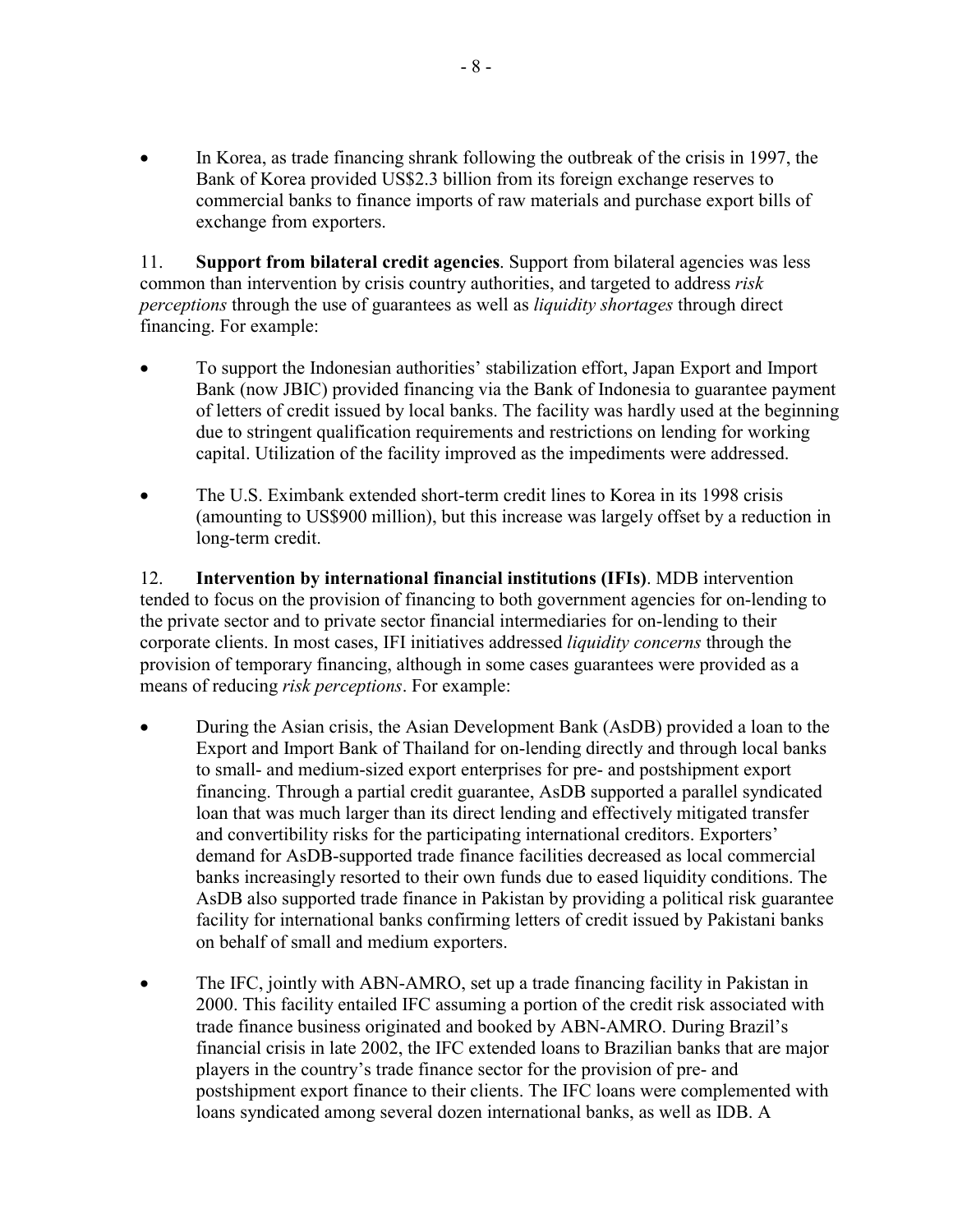- In Korea, as trade financing shrank following the outbreak of the crisis in 1997, the Bank of Korea provided US$2.3 billion from its foreign exchange reserves to commercial banks to finance imports of raw materials and purchase export bills of exchange from exporters.

11. **Support from bilateral credit agencies**. Support from bilateral agencies was less common than intervention by crisis country authorities, and targeted to address *risk perceptions* through the use of guarantees as well as *liquidity shortages* through direct financing. For example:

- To support the Indonesian authorities' stabilization effort, Japan Export and Import Bank (now JBIC) provided financing via the Bank of Indonesia to guarantee payment of letters of credit issued by local banks. The facility was hardly used at the beginning due to stringent qualification requirements and restrictions on lending for working capital. Utilization of the facility improved as the impediments were addressed.

- The U.S. Eximbank extended short-term credit lines to Korea in its 1998 crisis (amounting to US$900 million), but this increase was largely offset by a reduction in long-term credit.

12. **Intervention by international financial institutions (IFIs)**. MDB intervention tended to focus on the provision of financing to both government agencies for on-lending to the private sector and to private sector financial intermediaries for on-lending to their corporate clients. In most cases, IFI initiatives addressed *liquidity concerns* through the provision of temporary financing, although in some cases guarantees were provided as a means of reducing *risk perceptions*. For example:

- During the Asian crisis, the Asian Development Bank (AsDB) provided a loan to the Export and Import Bank of Thailand for on-lending directly and through local banks to small- and medium-sized export enterprises for pre- and postshipment export financing. Through a partial credit guarantee, AsDB supported a parallel syndicated loan that was much larger than its direct lending and effectively mitigated transfer and convertibility risks for the participating international creditors. Exporters' demand for AsDB-supported trade finance facilities decreased as local commercial banks increasingly resorted to their own funds due to eased liquidity conditions. The AsDB also supported trade finance in Pakistan by providing a political risk guarantee facility for international banks confirming letters of credit issued by Pakistani banks on behalf of small and medium exporters.

- The IFC, jointly with ABN-AMRO, set up a trade financing facility in Pakistan in 2000. This facility entailed IFC assuming a portion of the credit risk associated with trade finance business originated and booked by ABN-AMRO. During Brazil's financial crisis in late 2002, the IFC extended loans to Brazilian banks that are major players in the country's trade finance sector for the provision of pre- and postshipment export finance to their clients. The IFC loans were complemented with loans syndicated among several dozen international banks, as well as IDB. A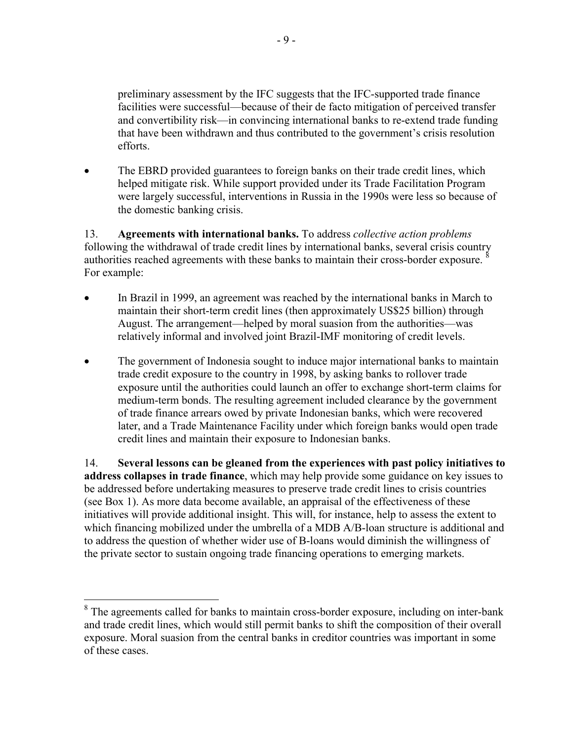preliminary assessment by the IFC suggests that the IFC-supported trade finance facilities were successful—because of their de facto mitigation of perceived transfer and convertibility risk—in convincing international banks to re-extend trade funding that have been withdrawn and thus contributed to the government's crisis resolution efforts.

- The EBRD provided guarantees to foreign banks on their trade credit lines, which helped mitigate risk. While support provided under its Trade Facilitation Program were largely successful, interventions in Russia in the 1990s were less so because of the domestic banking crisis.

13. **Agreements with international banks.** To address *collective action problems* following the withdrawal of trade credit lines by international banks, several crisis country authorities reached agreements with these banks to maintain their cross-border exposure. [8] For example:

- In Brazil in 1999, an agreement was reached by the international banks in March to maintain their short-term credit lines (then approximately US$25 billion) through August. The arrangement—helped by moral suasion from the authorities—was relatively informal and involved joint Brazil-IMF monitoring of credit levels.

- The government of Indonesia sought to induce major international banks to maintain trade credit exposure to the country in 1998, by asking banks to rollover trade exposure until the authorities could launch an offer to exchange short-term claims for medium-term bonds. The resulting agreement included clearance by the government of trade finance arrears owed by private Indonesian banks, which were recovered later, and a Trade Maintenance Facility under which foreign banks would open trade credit lines and maintain their exposure to Indonesian banks.

14. **Several lessons can be gleaned from the experiences with past policy initiatives to address collapses in trade finance**, which may help provide some guidance on key issues to be addressed before undertaking measures to preserve trade credit lines to crisis countries (see Box 1). As more data become available, an appraisal of the effectiveness of these initiatives will provide additional insight. This will, for instance, help to assess the extent to which financing mobilized under the umbrella of a MDB A/B-loan structure is additional and to address the question of whether wider use of B-loans would diminish the willingness of the private sector to sustain ongoing trade financing operations to emerging markets.

---

[8] The agreements called for banks to maintain cross-border exposure, including on inter-bank and trade credit lines, which would still permit banks to shift the composition of their overall exposure. Moral suasion from the central banks in creditor countries was important in some of these cases.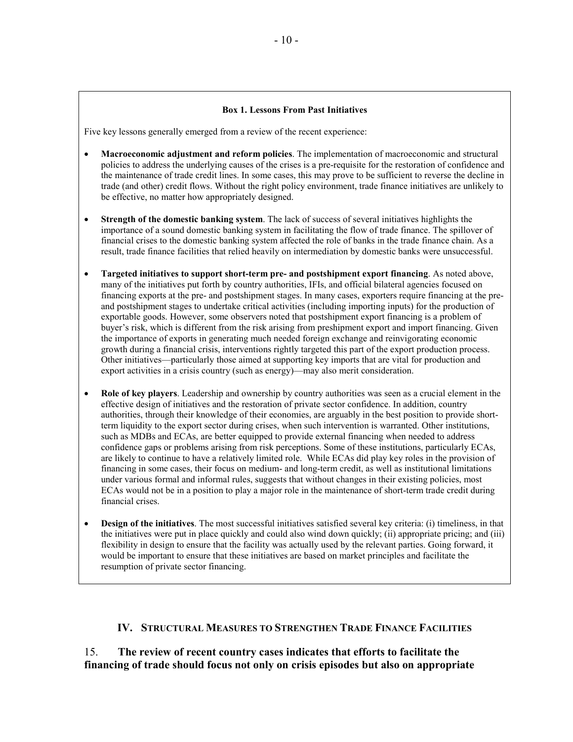**Box 1. Lessons From Past Initiatives**

Five key lessons generally emerged from a review of the recent experience:

- **Macroeconomic adjustment and reform policies**. The implementation of macroeconomic and structural policies to address the underlying causes of the crises is a pre-requisite for the restoration of confidence and the maintenance of trade credit lines. In some cases, this may prove to be sufficient to reverse the decline in trade (and other) credit flows. Without the right policy environment, trade finance initiatives are unlikely to be effective, no matter how appropriately designed.

- **Strength of the domestic banking system**. The lack of success of several initiatives highlights the importance of a sound domestic banking system in facilitating the flow of trade finance. The spillover of financial crises to the domestic banking system affected the role of banks in the trade finance chain. As a result, trade finance facilities that relied heavily on intermediation by domestic banks were unsuccessful.

- **Targeted initiatives to support short-term pre- and postshipment export financing**. As noted above, many of the initiatives put forth by country authorities, IFIs, and official bilateral agencies focused on financing exports at the pre- and postshipment stages. In many cases, exporters require financing at the pre- and postshipment stages to undertake critical activities (including importing inputs) for the production of exportable goods. However, some observers noted that postshipment export financing is a problem of buyer's risk, which is different from the risk arising from preshipment export and import financing. Given the importance of exports in generating much needed foreign exchange and reinvigorating economic growth during a financial crisis, interventions rightly targeted this part of the export production process. Other initiatives—particularly those aimed at supporting key imports that are vital for production and export activities in a crisis country (such as energy)—may also merit consideration.

- **Role of key players**. Leadership and ownership by country authorities was seen as a crucial element in the effective design of initiatives and the restoration of private sector confidence. In addition, country authorities, through their knowledge of their economies, are arguably in the best position to provide short-term liquidity to the export sector during crises, when such intervention is warranted. Other institutions, such as MDBs and ECAs, are better equipped to provide external financing when needed to address confidence gaps or problems arising from risk perceptions. Some of these institutions, particularly ECAs, are likely to continue to have a relatively limited role. While ECAs did play key roles in the provision of financing in some cases, their focus on medium- and long-term credit, as well as institutional limitations under various formal and informal rules, suggests that without changes in their existing policies, most ECAs would not be in a position to play a major role in the maintenance of short-term trade credit during financial crises.

- **Design of the initiatives**. The most successful initiatives satisfied several key criteria: (i) timeliness, in that the initiatives were put in place quickly and could also wind down quickly; (ii) appropriate pricing; and (iii) flexibility in design to ensure that the facility was actually used by the relevant parties. Going forward, it would be important to ensure that these initiatives are based on market principles and facilitate the resumption of private sector financing.

## IV. Structural Measures to Strengthen Trade Finance Facilities

15. **The review of recent country cases indicates that efforts to facilitate the financing of trade should focus not only on crisis episodes but also on appropriate**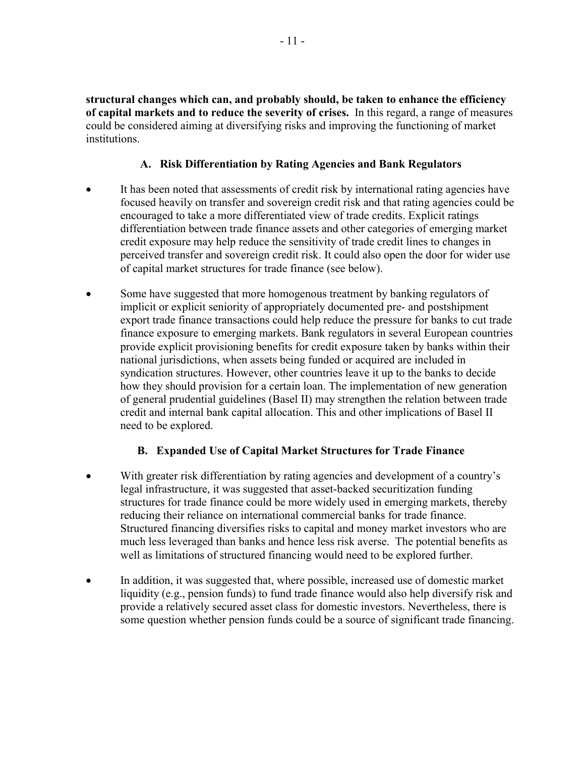**structural changes which can, and probably should, be taken to enhance the efficiency of capital markets and to reduce the severity of crises.** In this regard, a range of measures could be considered aiming at diversifying risks and improving the functioning of market institutions.

### A. Risk Differentiation by Rating Agencies and Bank Regulators

- It has been noted that assessments of credit risk by international rating agencies have focused heavily on transfer and sovereign credit risk and that rating agencies could be encouraged to take a more differentiated view of trade credits. Explicit ratings differentiation between trade finance assets and other categories of emerging market credit exposure may help reduce the sensitivity of trade credit lines to changes in perceived transfer and sovereign credit risk. It could also open the door for wider use of capital market structures for trade finance (see below).

- Some have suggested that more homogenous treatment by banking regulators of implicit or explicit seniority of appropriately documented pre- and postshipment export trade finance transactions could help reduce the pressure for banks to cut trade finance exposure to emerging markets. Bank regulators in several European countries provide explicit provisioning benefits for credit exposure taken by banks within their national jurisdictions, when assets being funded or acquired are included in syndication structures. However, other countries leave it up to the banks to decide how they should provision for a certain loan. The implementation of new generation of general prudential guidelines (Basel II) may strengthen the relation between trade credit and internal bank capital allocation. This and other implications of Basel II need to be explored.

### B. Expanded Use of Capital Market Structures for Trade Finance

- With greater risk differentiation by rating agencies and development of a country's legal infrastructure, it was suggested that asset-backed securitization funding structures for trade finance could be more widely used in emerging markets, thereby reducing their reliance on international commercial banks for trade finance. Structured financing diversifies risks to capital and money market investors who are much less leveraged than banks and hence less risk averse. The potential benefits as well as limitations of structured financing would need to be explored further.

- In addition, it was suggested that, where possible, increased use of domestic market liquidity (e.g., pension funds) to fund trade finance would also help diversify risk and provide a relatively secured asset class for domestic investors. Nevertheless, there is some question whether pension funds could be a source of significant trade financing.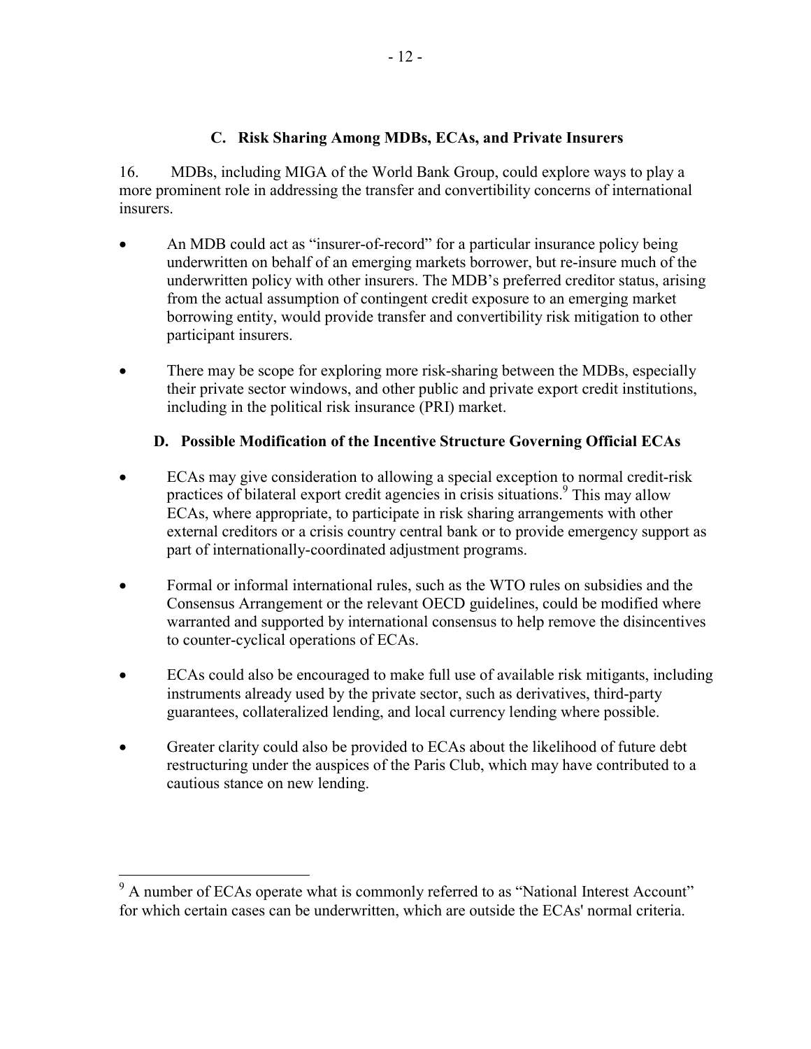### C. Risk Sharing Among MDBs, ECAs, and Private Insurers

16. MDBs, including MIGA of the World Bank Group, could explore ways to play a more prominent role in addressing the transfer and convertibility concerns of international insurers.

- An MDB could act as "insurer-of-record" for a particular insurance policy being underwritten on behalf of an emerging markets borrower, but re-insure much of the underwritten policy with other insurers. The MDB's preferred creditor status, arising from the actual assumption of contingent credit exposure to an emerging market borrowing entity, would provide transfer and convertibility risk mitigation to other participant insurers.
- There may be scope for exploring more risk-sharing between the MDBs, especially their private sector windows, and other public and private export credit institutions, including in the political risk insurance (PRI) market.

### D. Possible Modification of the Incentive Structure Governing Official ECAs

- ECAs may give consideration to allowing a special exception to normal credit-risk practices of bilateral export credit agencies in crisis situations.[9] This may allow ECAs, where appropriate, to participate in risk sharing arrangements with other external creditors or a crisis country central bank or to provide emergency support as part of internationally-coordinated adjustment programs.
- Formal or informal international rules, such as the WTO rules on subsidies and the Consensus Arrangement or the relevant OECD guidelines, could be modified where warranted and supported by international consensus to help remove the disincentives to counter-cyclical operations of ECAs.
- ECAs could also be encouraged to make full use of available risk mitigants, including instruments already used by the private sector, such as derivatives, third-party guarantees, collateralized lending, and local currency lending where possible.
- Greater clarity could also be provided to ECAs about the likelihood of future debt restructuring under the auspices of the Paris Club, which may have contributed to a cautious stance on new lending.

[9] A number of ECAs operate what is commonly referred to as "National Interest Account" for which certain cases can be underwritten, which are outside the ECAs' normal criteria.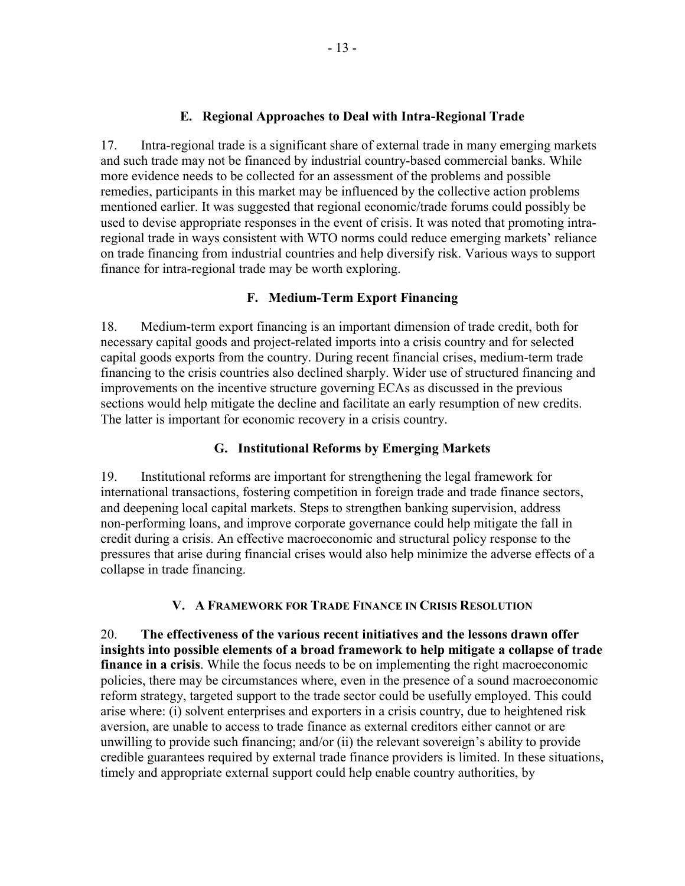### E. Regional Approaches to Deal with Intra-Regional Trade

17. Intra-regional trade is a significant share of external trade in many emerging markets and such trade may not be financed by industrial country-based commercial banks. While more evidence needs to be collected for an assessment of the problems and possible remedies, participants in this market may be influenced by the collective action problems mentioned earlier. It was suggested that regional economic/trade forums could possibly be used to devise appropriate responses in the event of crisis. It was noted that promoting intra-regional trade in ways consistent with WTO norms could reduce emerging markets' reliance on trade financing from industrial countries and help diversify risk. Various ways to support finance for intra-regional trade may be worth exploring.

### F. Medium-Term Export Financing

18. Medium-term export financing is an important dimension of trade credit, both for necessary capital goods and project-related imports into a crisis country and for selected capital goods exports from the country. During recent financial crises, medium-term trade financing to the crisis countries also declined sharply. Wider use of structured financing and improvements on the incentive structure governing ECAs as discussed in the previous sections would help mitigate the decline and facilitate an early resumption of new credits. The latter is important for economic recovery in a crisis country.

### G. Institutional Reforms by Emerging Markets

19. Institutional reforms are important for strengthening the legal framework for international transactions, fostering competition in foreign trade and trade finance sectors, and deepening local capital markets. Steps to strengthen banking supervision, address non-performing loans, and improve corporate governance could help mitigate the fall in credit during a crisis. An effective macroeconomic and structural policy response to the pressures that arise during financial crises would also help minimize the adverse effects of a collapse in trade financing.

## V. A Framework for Trade Finance in Crisis Resolution

20. **The effectiveness of the various recent initiatives and the lessons drawn offer insights into possible elements of a broad framework to help mitigate a collapse of trade finance in a crisis**. While the focus needs to be on implementing the right macroeconomic policies, there may be circumstances where, even in the presence of a sound macroeconomic reform strategy, targeted support to the trade sector could be usefully employed. This could arise where: (i) solvent enterprises and exporters in a crisis country, due to heightened risk aversion, are unable to access to trade finance as external creditors either cannot or are unwilling to provide such financing; and/or (ii) the relevant sovereign's ability to provide credible guarantees required by external trade finance providers is limited. In these situations, timely and appropriate external support could help enable country authorities, by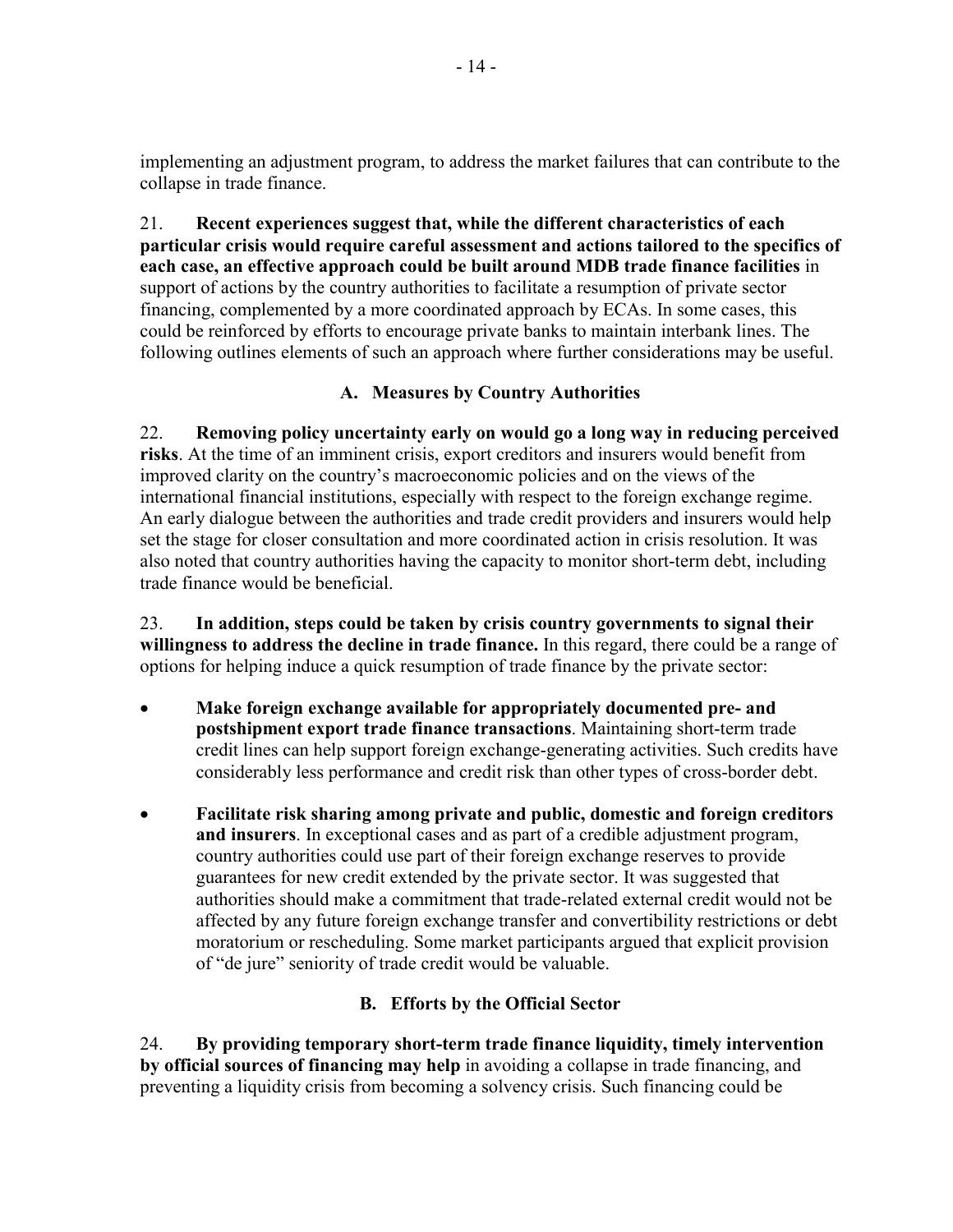implementing an adjustment program, to address the market failures that can contribute to the collapse in trade finance.

21. **Recent experiences suggest that, while the different characteristics of each particular crisis would require careful assessment and actions tailored to the specifics of each case, an effective approach could be built around MDB trade finance facilities** in support of actions by the country authorities to facilitate a resumption of private sector financing, complemented by a more coordinated approach by ECAs. In some cases, this could be reinforced by efforts to encourage private banks to maintain interbank lines. The following outlines elements of such an approach where further considerations may be useful.

### A. Measures by Country Authorities

22. **Removing policy uncertainty early on would go a long way in reducing perceived risks**. At the time of an imminent crisis, export creditors and insurers would benefit from improved clarity on the country's macroeconomic policies and on the views of the international financial institutions, especially with respect to the foreign exchange regime. An early dialogue between the authorities and trade credit providers and insurers would help set the stage for closer consultation and more coordinated action in crisis resolution. It was also noted that country authorities having the capacity to monitor short-term debt, including trade finance would be beneficial.

23. **In addition, steps could be taken by crisis country governments to signal their willingness to address the decline in trade finance.** In this regard, there could be a range of options for helping induce a quick resumption of trade finance by the private sector:

- **Make foreign exchange available for appropriately documented pre- and postshipment export trade finance transactions**. Maintaining short-term trade credit lines can help support foreign exchange-generating activities. Such credits have considerably less performance and credit risk than other types of cross-border debt.
- **Facilitate risk sharing among private and public, domestic and foreign creditors and insurers**. In exceptional cases and as part of a credible adjustment program, country authorities could use part of their foreign exchange reserves to provide guarantees for new credit extended by the private sector. It was suggested that authorities should make a commitment that trade-related external credit would not be affected by any future foreign exchange transfer and convertibility restrictions or debt moratorium or rescheduling. Some market participants argued that explicit provision of "de jure" seniority of trade credit would be valuable.

### B. Efforts by the Official Sector

24. **By providing temporary short-term trade finance liquidity, timely intervention by official sources of financing may help** in avoiding a collapse in trade financing, and preventing a liquidity crisis from becoming a solvency crisis. Such financing could be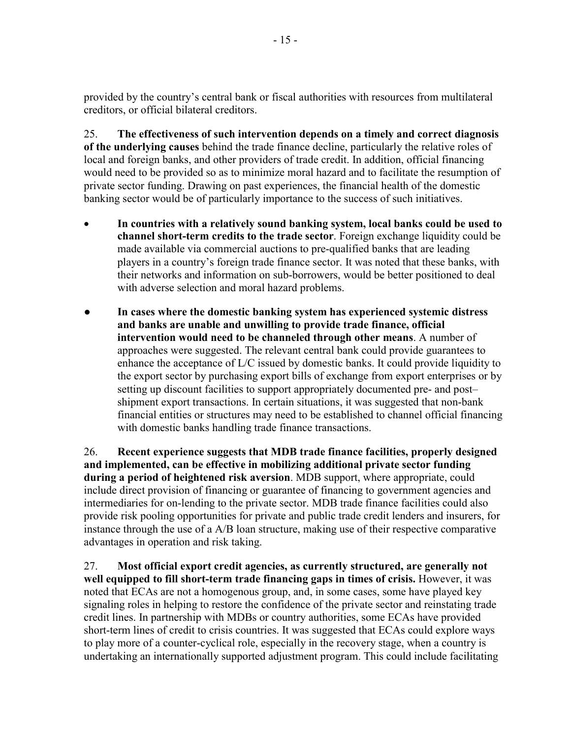provided by the country's central bank or fiscal authorities with resources from multilateral creditors, or official bilateral creditors.

25. **The effectiveness of such intervention depends on a timely and correct diagnosis of the underlying causes** behind the trade finance decline, particularly the relative roles of local and foreign banks, and other providers of trade credit. In addition, official financing would need to be provided so as to minimize moral hazard and to facilitate the resumption of private sector funding. Drawing on past experiences, the financial health of the domestic banking sector would be of particularly importance to the success of such initiatives.

- **In countries with a relatively sound banking system, local banks could be used to channel short-term credits to the trade sector**. Foreign exchange liquidity could be made available via commercial auctions to pre-qualified banks that are leading players in a country's foreign trade finance sector. It was noted that these banks, with their networks and information on sub-borrowers, would be better positioned to deal with adverse selection and moral hazard problems.

- **In cases where the domestic banking system has experienced systemic distress and banks are unable and unwilling to provide trade finance, official intervention would need to be channeled through other means**. A number of approaches were suggested. The relevant central bank could provide guarantees to enhance the acceptance of L/C issued by domestic banks. It could provide liquidity to the export sector by purchasing export bills of exchange from export enterprises or by setting up discount facilities to support appropriately documented pre- and post–shipment export transactions. In certain situations, it was suggested that non-bank financial entities or structures may need to be established to channel official financing with domestic banks handling trade finance transactions.

26. **Recent experience suggests that MDB trade finance facilities, properly designed and implemented, can be effective in mobilizing additional private sector funding during a period of heightened risk aversion**. MDB support, where appropriate, could include direct provision of financing or guarantee of financing to government agencies and intermediaries for on-lending to the private sector. MDB trade finance facilities could also provide risk pooling opportunities for private and public trade credit lenders and insurers, for instance through the use of a A/B loan structure, making use of their respective comparative advantages in operation and risk taking.

27. **Most official export credit agencies, as currently structured, are generally not well equipped to fill short-term trade financing gaps in times of crisis.** However, it was noted that ECAs are not a homogenous group, and, in some cases, some have played key signaling roles in helping to restore the confidence of the private sector and reinstating trade credit lines. In partnership with MDBs or country authorities, some ECAs have provided short-term lines of credit to crisis countries. It was suggested that ECAs could explore ways to play more of a counter-cyclical role, especially in the recovery stage, when a country is undertaking an internationally supported adjustment program. This could include facilitating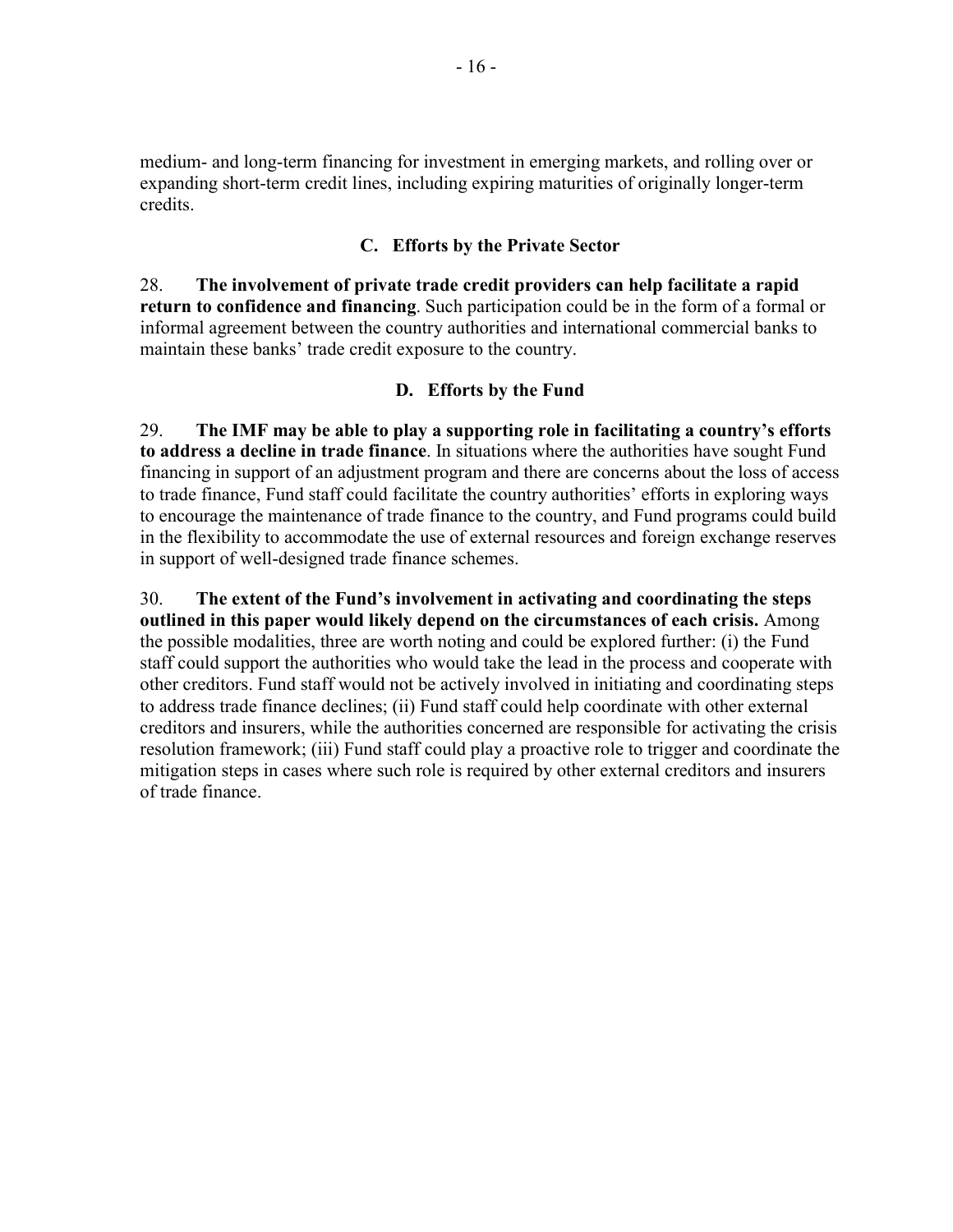medium- and long-term financing for investment in emerging markets, and rolling over or expanding short-term credit lines, including expiring maturities of originally longer-term credits.

### C. Efforts by the Private Sector

28. **The involvement of private trade credit providers can help facilitate a rapid return to confidence and financing**. Such participation could be in the form of a formal or informal agreement between the country authorities and international commercial banks to maintain these banks' trade credit exposure to the country.

### D. Efforts by the Fund

29. **The IMF may be able to play a supporting role in facilitating a country's efforts to address a decline in trade finance**. In situations where the authorities have sought Fund financing in support of an adjustment program and there are concerns about the loss of access to trade finance, Fund staff could facilitate the country authorities' efforts in exploring ways to encourage the maintenance of trade finance to the country, and Fund programs could build in the flexibility to accommodate the use of external resources and foreign exchange reserves in support of well-designed trade finance schemes.

30. **The extent of the Fund's involvement in activating and coordinating the steps outlined in this paper would likely depend on the circumstances of each crisis.** Among the possible modalities, three are worth noting and could be explored further: (i) the Fund staff could support the authorities who would take the lead in the process and cooperate with other creditors. Fund staff would not be actively involved in initiating and coordinating steps to address trade finance declines; (ii) Fund staff could help coordinate with other external creditors and insurers, while the authorities concerned are responsible for activating the crisis resolution framework; (iii) Fund staff could play a proactive role to trigger and coordinate the mitigation steps in cases where such role is required by other external creditors and insurers of trade finance.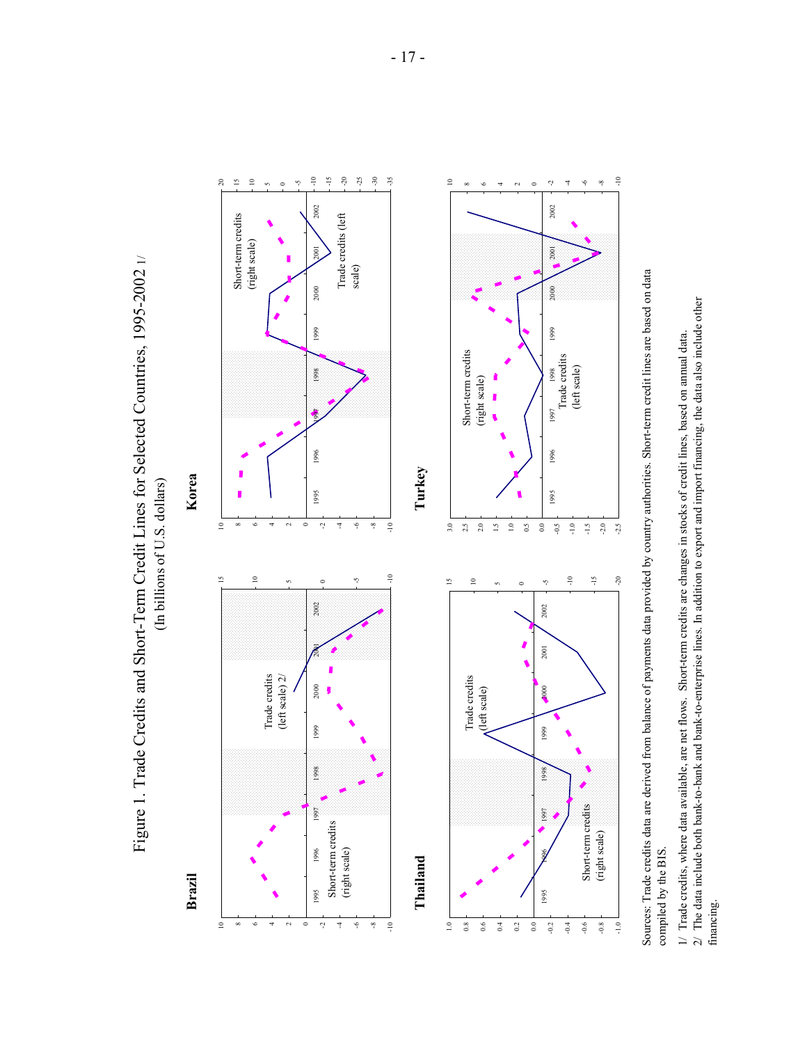# Figure 1. Trade Credits and Short-Term Credit Lines for Selected Countries, 1995-2002 1/

(In billions of U.S. dollars)

**Brazil**

Trade credits (left scale) 2/

Short-term credits (right scale)

**Korea**

Short-term credits (right scale)

Trade credits (left scale)

**Thailand**

Trade credits (left scale)

Short-term credits (right scale)

**Turkey**

Short-term credits (right scale)

Trade credits (left scale)

Sources: Trade credits data are derived from balance of payments data provided by country authorities. Short-term credit lines are based on data compiled by the BIS.

1/ Trade credits, where data available, are net flows. Short-term credits are changes in stocks of credit lines, based on annual data.
2/ The data include both bank-to-bank and bank-to-enterprise lines. In addition to export and import financing, the data also include other financing.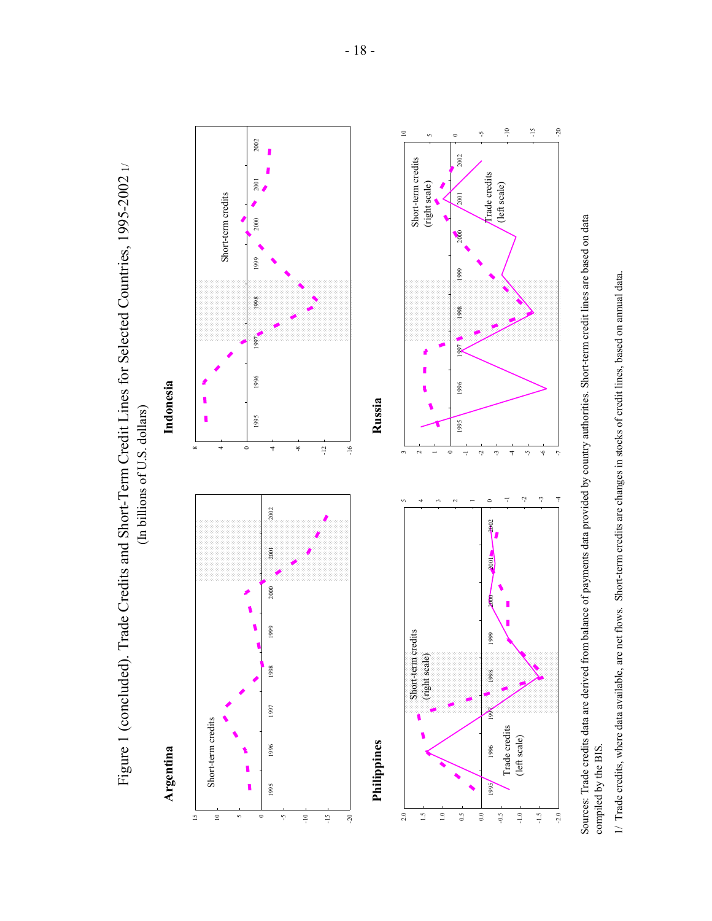Figure 1 (concluded). Trade Credits and Short-Term Credit Lines for Selected Countries, 1995-2002 1/

(In billions of U.S. dollars)

**Argentina**

**Indonesia**

**Philippines**

**Russia**

Sources: Trade credits data are derived from balance of payments data provided by country authorities. Short-term credit lines are based on data compiled by the BIS.

1/ Trade credits, where data available, are net flows. Short-term credits are changes in stocks of credit lines, based on annual data.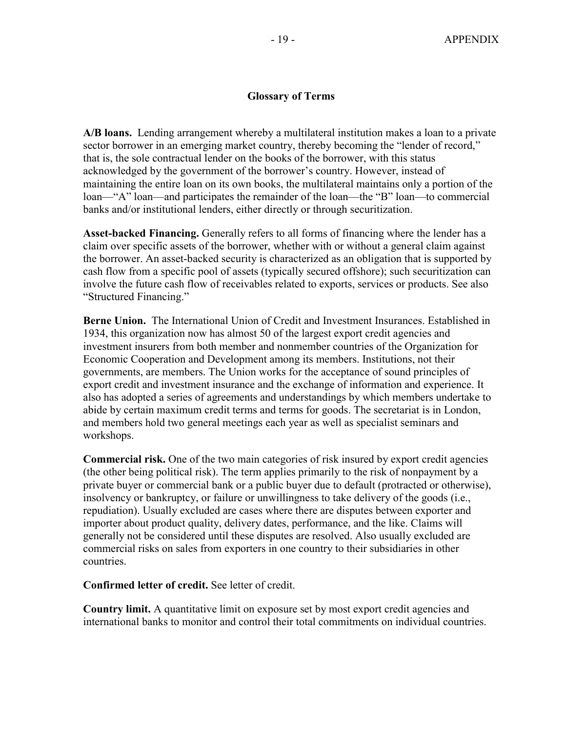## Glossary of Terms

**A/B loans.** Lending arrangement whereby a multilateral institution makes a loan to a private sector borrower in an emerging market country, thereby becoming the "lender of record," that is, the sole contractual lender on the books of the borrower, with this status acknowledged by the government of the borrower's country. However, instead of maintaining the entire loan on its own books, the multilateral maintains only a portion of the loan—"A" loan—and participates the remainder of the loan—the "B" loan—to commercial banks and/or institutional lenders, either directly or through securitization.

**Asset-backed Financing.** Generally refers to all forms of financing where the lender has a claim over specific assets of the borrower, whether with or without a general claim against the borrower. An asset-backed security is characterized as an obligation that is supported by cash flow from a specific pool of assets (typically secured offshore); such securitization can involve the future cash flow of receivables related to exports, services or products. See also "Structured Financing."

**Berne Union.** The International Union of Credit and Investment Insurances. Established in 1934, this organization now has almost 50 of the largest export credit agencies and investment insurers from both member and nonmember countries of the Organization for Economic Cooperation and Development among its members. Institutions, not their governments, are members. The Union works for the acceptance of sound principles of export credit and investment insurance and the exchange of information and experience. It also has adopted a series of agreements and understandings by which members undertake to abide by certain maximum credit terms and terms for goods. The secretariat is in London, and members hold two general meetings each year as well as specialist seminars and workshops.

**Commercial risk.** One of the two main categories of risk insured by export credit agencies (the other being political risk). The term applies primarily to the risk of nonpayment by a private buyer or commercial bank or a public buyer due to default (protracted or otherwise), insolvency or bankruptcy, or failure or unwillingness to take delivery of the goods (i.e., repudiation). Usually excluded are cases where there are disputes between exporter and importer about product quality, delivery dates, performance, and the like. Claims will generally not be considered until these disputes are resolved. Also usually excluded are commercial risks on sales from exporters in one country to their subsidiaries in other countries.

**Confirmed letter of credit.** See letter of credit.

**Country limit.** A quantitative limit on exposure set by most export credit agencies and international banks to monitor and control their total commitments on individual countries.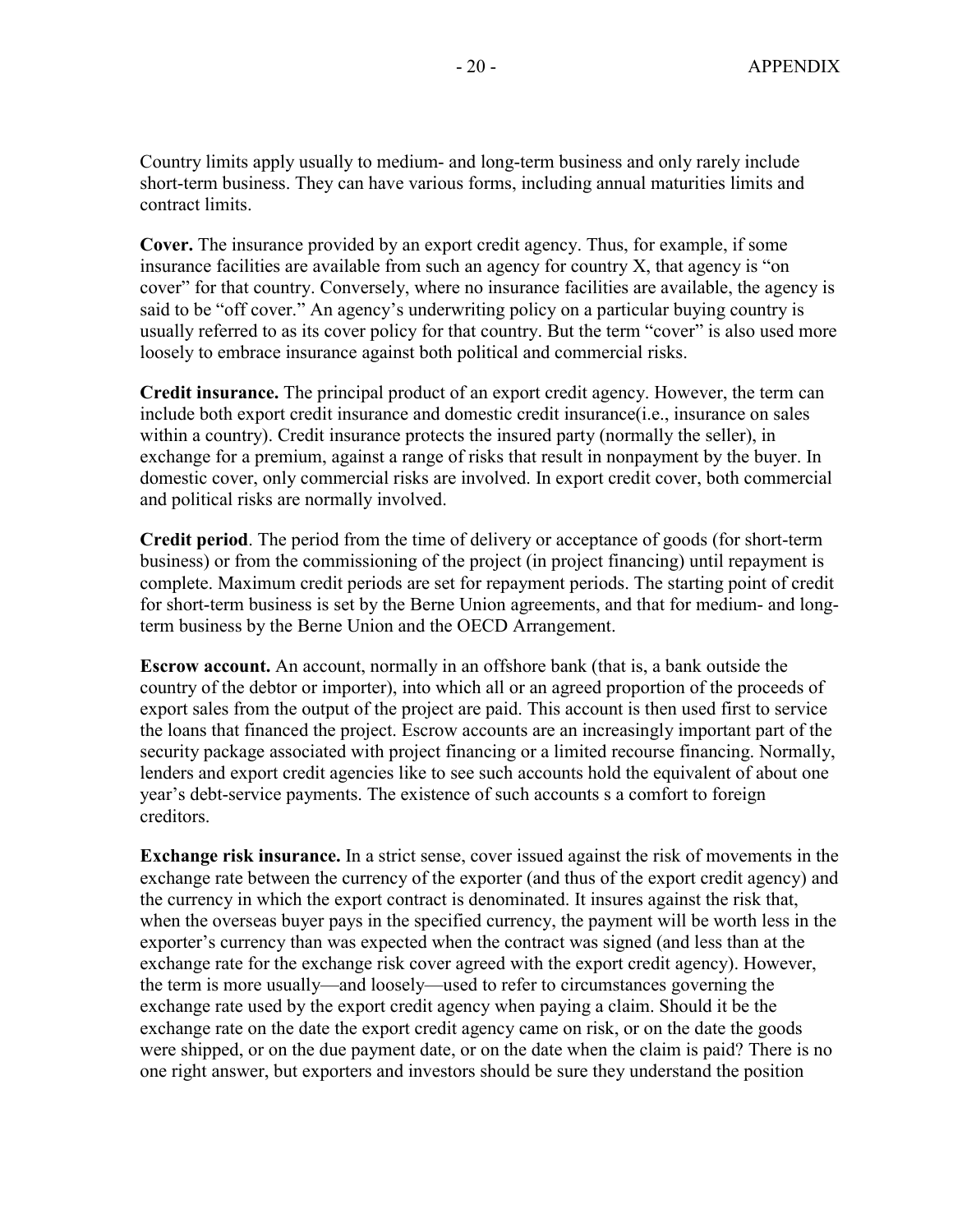Country limits apply usually to medium- and long-term business and only rarely include short-term business. They can have various forms, including annual maturities limits and contract limits.

**Cover.** The insurance provided by an export credit agency. Thus, for example, if some insurance facilities are available from such an agency for country X, that agency is "on cover" for that country. Conversely, where no insurance facilities are available, the agency is said to be "off cover." An agency's underwriting policy on a particular buying country is usually referred to as its cover policy for that country. But the term "cover" is also used more loosely to embrace insurance against both political and commercial risks.

**Credit insurance.** The principal product of an export credit agency. However, the term can include both export credit insurance and domestic credit insurance(i.e., insurance on sales within a country). Credit insurance protects the insured party (normally the seller), in exchange for a premium, against a range of risks that result in nonpayment by the buyer. In domestic cover, only commercial risks are involved. In export credit cover, both commercial and political risks are normally involved.

**Credit period**. The period from the time of delivery or acceptance of goods (for short-term business) or from the commissioning of the project (in project financing) until repayment is complete. Maximum credit periods are set for repayment periods. The starting point of credit for short-term business is set by the Berne Union agreements, and that for medium- and long-term business by the Berne Union and the OECD Arrangement.

**Escrow account.** An account, normally in an offshore bank (that is, a bank outside the country of the debtor or importer), into which all or an agreed proportion of the proceeds of export sales from the output of the project are paid. This account is then used first to service the loans that financed the project. Escrow accounts are an increasingly important part of the security package associated with project financing or a limited recourse financing. Normally, lenders and export credit agencies like to see such accounts hold the equivalent of about one year's debt-service payments. The existence of such accounts s a comfort to foreign creditors.

**Exchange risk insurance.** In a strict sense, cover issued against the risk of movements in the exchange rate between the currency of the exporter (and thus of the export credit agency) and the currency in which the export contract is denominated. It insures against the risk that, when the overseas buyer pays in the specified currency, the payment will be worth less in the exporter's currency than was expected when the contract was signed (and less than at the exchange rate for the exchange risk cover agreed with the export credit agency). However, the term is more usually—and loosely—used to refer to circumstances governing the exchange rate used by the export credit agency when paying a claim. Should it be the exchange rate on the date the export credit agency came on risk, or on the date the goods were shipped, or on the due payment date, or on the date when the claim is paid? There is no one right answer, but exporters and investors should be sure they understand the position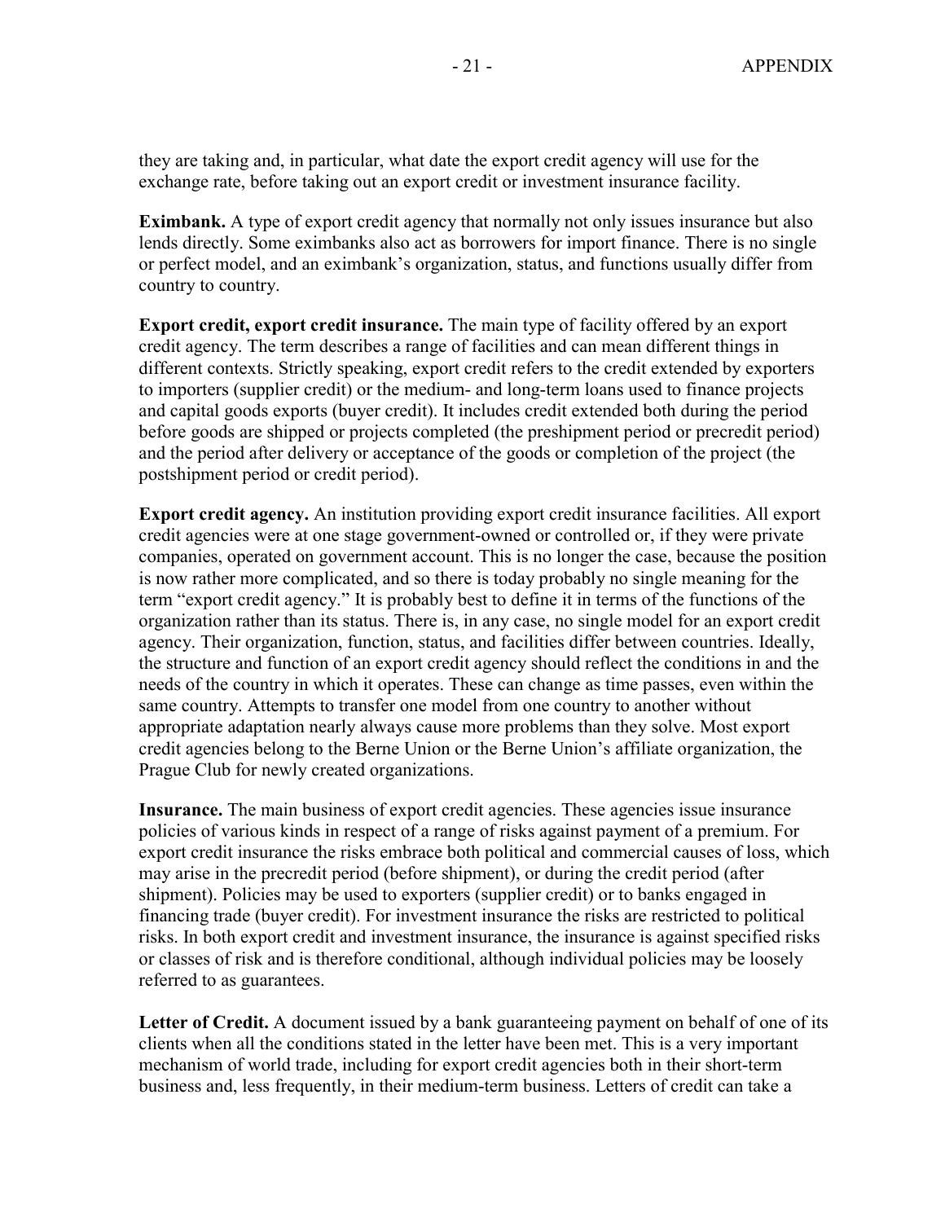they are taking and, in particular, what date the export credit agency will use for the exchange rate, before taking out an export credit or investment insurance facility.

**Eximbank.** A type of export credit agency that normally not only issues insurance but also lends directly. Some eximbanks also act as borrowers for import finance. There is no single or perfect model, and an eximbank's organization, status, and functions usually differ from country to country.

**Export credit, export credit insurance.** The main type of facility offered by an export credit agency. The term describes a range of facilities and can mean different things in different contexts. Strictly speaking, export credit refers to the credit extended by exporters to importers (supplier credit) or the medium- and long-term loans used to finance projects and capital goods exports (buyer credit). It includes credit extended both during the period before goods are shipped or projects completed (the preshipment period or precredit period) and the period after delivery or acceptance of the goods or completion of the project (the postshipment period or credit period).

**Export credit agency.** An institution providing export credit insurance facilities. All export credit agencies were at one stage government-owned or controlled or, if they were private companies, operated on government account. This is no longer the case, because the position is now rather more complicated, and so there is today probably no single meaning for the term "export credit agency." It is probably best to define it in terms of the functions of the organization rather than its status. There is, in any case, no single model for an export credit agency. Their organization, function, status, and facilities differ between countries. Ideally, the structure and function of an export credit agency should reflect the conditions in and the needs of the country in which it operates. These can change as time passes, even within the same country. Attempts to transfer one model from one country to another without appropriate adaptation nearly always cause more problems than they solve. Most export credit agencies belong to the Berne Union or the Berne Union's affiliate organization, the Prague Club for newly created organizations.

**Insurance.** The main business of export credit agencies. These agencies issue insurance policies of various kinds in respect of a range of risks against payment of a premium. For export credit insurance the risks embrace both political and commercial causes of loss, which may arise in the precredit period (before shipment), or during the credit period (after shipment). Policies may be used to exporters (supplier credit) or to banks engaged in financing trade (buyer credit). For investment insurance the risks are restricted to political risks. In both export credit and investment insurance, the insurance is against specified risks or classes of risk and is therefore conditional, although individual policies may be loosely referred to as guarantees.

**Letter of Credit.** A document issued by a bank guaranteeing payment on behalf of one of its clients when all the conditions stated in the letter have been met. This is a very important mechanism of world trade, including for export credit agencies both in their short-term business and, less frequently, in their medium-term business. Letters of credit can take a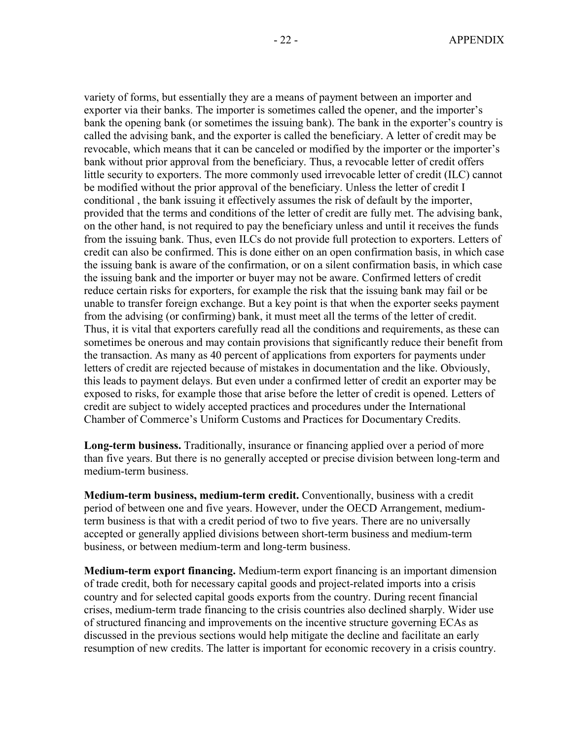variety of forms, but essentially they are a means of payment between an importer and exporter via their banks. The importer is sometimes called the opener, and the importer's bank the opening bank (or sometimes the issuing bank). The bank in the exporter's country is called the advising bank, and the exporter is called the beneficiary. A letter of credit may be revocable, which means that it can be canceled or modified by the importer or the importer's bank without prior approval from the beneficiary. Thus, a revocable letter of credit offers little security to exporters. The more commonly used irrevocable letter of credit (ILC) cannot be modified without the prior approval of the beneficiary. Unless the letter of credit I conditional , the bank issuing it effectively assumes the risk of default by the importer, provided that the terms and conditions of the letter of credit are fully met. The advising bank, on the other hand, is not required to pay the beneficiary unless and until it receives the funds from the issuing bank. Thus, even ILCs do not provide full protection to exporters. Letters of credit can also be confirmed. This is done either on an open confirmation basis, in which case the issuing bank is aware of the confirmation, or on a silent confirmation basis, in which case the issuing bank and the importer or buyer may not be aware. Confirmed letters of credit reduce certain risks for exporters, for example the risk that the issuing bank may fail or be unable to transfer foreign exchange. But a key point is that when the exporter seeks payment from the advising (or confirming) bank, it must meet all the terms of the letter of credit. Thus, it is vital that exporters carefully read all the conditions and requirements, as these can sometimes be onerous and may contain provisions that significantly reduce their benefit from the transaction. As many as 40 percent of applications from exporters for payments under letters of credit are rejected because of mistakes in documentation and the like. Obviously, this leads to payment delays. But even under a confirmed letter of credit an exporter may be exposed to risks, for example those that arise before the letter of credit is opened. Letters of credit are subject to widely accepted practices and procedures under the International Chamber of Commerce's Uniform Customs and Practices for Documentary Credits.

**Long-term business.** Traditionally, insurance or financing applied over a period of more than five years. But there is no generally accepted or precise division between long-term and medium-term business.

**Medium-term business, medium-term credit.** Conventionally, business with a credit period of between one and five years. However, under the OECD Arrangement, medium-term business is that with a credit period of two to five years. There are no universally accepted or generally applied divisions between short-term business and medium-term business, or between medium-term and long-term business.

**Medium-term export financing.** Medium-term export financing is an important dimension of trade credit, both for necessary capital goods and project-related imports into a crisis country and for selected capital goods exports from the country. During recent financial crises, medium-term trade financing to the crisis countries also declined sharply. Wider use of structured financing and improvements on the incentive structure governing ECAs as discussed in the previous sections would help mitigate the decline and facilitate an early resumption of new credits. The latter is important for economic recovery in a crisis country.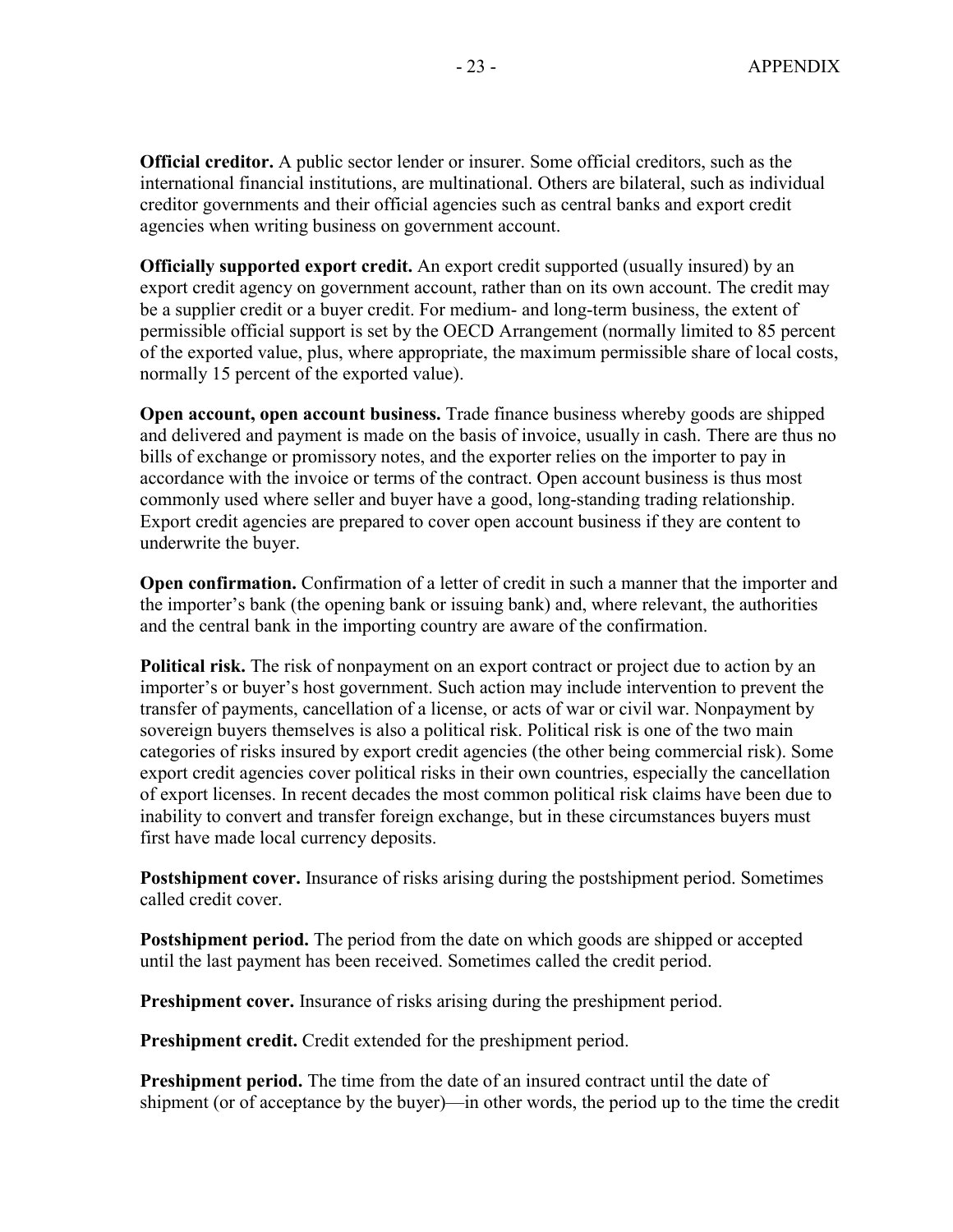**Official creditor.** A public sector lender or insurer. Some official creditors, such as the international financial institutions, are multinational. Others are bilateral, such as individual creditor governments and their official agencies such as central banks and export credit agencies when writing business on government account.

**Officially supported export credit.** An export credit supported (usually insured) by an export credit agency on government account, rather than on its own account. The credit may be a supplier credit or a buyer credit. For medium- and long-term business, the extent of permissible official support is set by the OECD Arrangement (normally limited to 85 percent of the exported value, plus, where appropriate, the maximum permissible share of local costs, normally 15 percent of the exported value).

**Open account, open account business.** Trade finance business whereby goods are shipped and delivered and payment is made on the basis of invoice, usually in cash. There are thus no bills of exchange or promissory notes, and the exporter relies on the importer to pay in accordance with the invoice or terms of the contract. Open account business is thus most commonly used where seller and buyer have a good, long-standing trading relationship. Export credit agencies are prepared to cover open account business if they are content to underwrite the buyer.

**Open confirmation.** Confirmation of a letter of credit in such a manner that the importer and the importer's bank (the opening bank or issuing bank) and, where relevant, the authorities and the central bank in the importing country are aware of the confirmation.

**Political risk.** The risk of nonpayment on an export contract or project due to action by an importer's or buyer's host government. Such action may include intervention to prevent the transfer of payments, cancellation of a license, or acts of war or civil war. Nonpayment by sovereign buyers themselves is also a political risk. Political risk is one of the two main categories of risks insured by export credit agencies (the other being commercial risk). Some export credit agencies cover political risks in their own countries, especially the cancellation of export licenses. In recent decades the most common political risk claims have been due to inability to convert and transfer foreign exchange, but in these circumstances buyers must first have made local currency deposits.

**Postshipment cover.** Insurance of risks arising during the postshipment period. Sometimes called credit cover.

**Postshipment period.** The period from the date on which goods are shipped or accepted until the last payment has been received. Sometimes called the credit period.

**Preshipment cover.** Insurance of risks arising during the preshipment period.

**Preshipment credit.** Credit extended for the preshipment period.

**Preshipment period.** The time from the date of an insured contract until the date of shipment (or of acceptance by the buyer)—in other words, the period up to the time the credit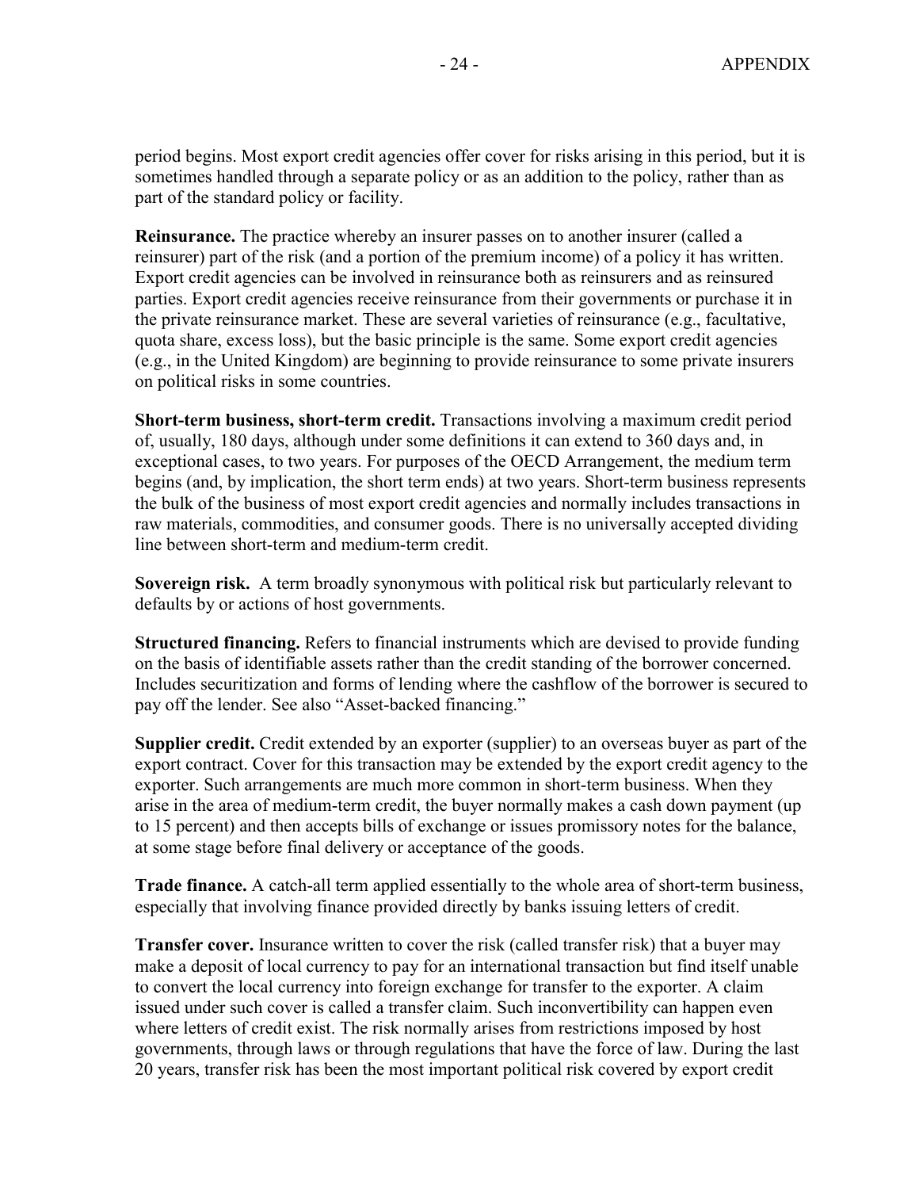period begins. Most export credit agencies offer cover for risks arising in this period, but it is sometimes handled through a separate policy or as an addition to the policy, rather than as part of the standard policy or facility.

**Reinsurance.** The practice whereby an insurer passes on to another insurer (called a reinsurer) part of the risk (and a portion of the premium income) of a policy it has written. Export credit agencies can be involved in reinsurance both as reinsurers and as reinsured parties. Export credit agencies receive reinsurance from their governments or purchase it in the private reinsurance market. These are several varieties of reinsurance (e.g., facultative, quota share, excess loss), but the basic principle is the same. Some export credit agencies (e.g., in the United Kingdom) are beginning to provide reinsurance to some private insurers on political risks in some countries.

**Short-term business, short-term credit.** Transactions involving a maximum credit period of, usually, 180 days, although under some definitions it can extend to 360 days and, in exceptional cases, to two years. For purposes of the OECD Arrangement, the medium term begins (and, by implication, the short term ends) at two years. Short-term business represents the bulk of the business of most export credit agencies and normally includes transactions in raw materials, commodities, and consumer goods. There is no universally accepted dividing line between short-term and medium-term credit.

**Sovereign risk.** A term broadly synonymous with political risk but particularly relevant to defaults by or actions of host governments.

**Structured financing.** Refers to financial instruments which are devised to provide funding on the basis of identifiable assets rather than the credit standing of the borrower concerned. Includes securitization and forms of lending where the cashflow of the borrower is secured to pay off the lender. See also "Asset-backed financing."

**Supplier credit.** Credit extended by an exporter (supplier) to an overseas buyer as part of the export contract. Cover for this transaction may be extended by the export credit agency to the exporter. Such arrangements are much more common in short-term business. When they arise in the area of medium-term credit, the buyer normally makes a cash down payment (up to 15 percent) and then accepts bills of exchange or issues promissory notes for the balance, at some stage before final delivery or acceptance of the goods.

**Trade finance.** A catch-all term applied essentially to the whole area of short-term business, especially that involving finance provided directly by banks issuing letters of credit.

**Transfer cover.** Insurance written to cover the risk (called transfer risk) that a buyer may make a deposit of local currency to pay for an international transaction but find itself unable to convert the local currency into foreign exchange for transfer to the exporter. A claim issued under such cover is called a transfer claim. Such inconvertibility can happen even where letters of credit exist. The risk normally arises from restrictions imposed by host governments, through laws or through regulations that have the force of law. During the last 20 years, transfer risk has been the most important political risk covered by export credit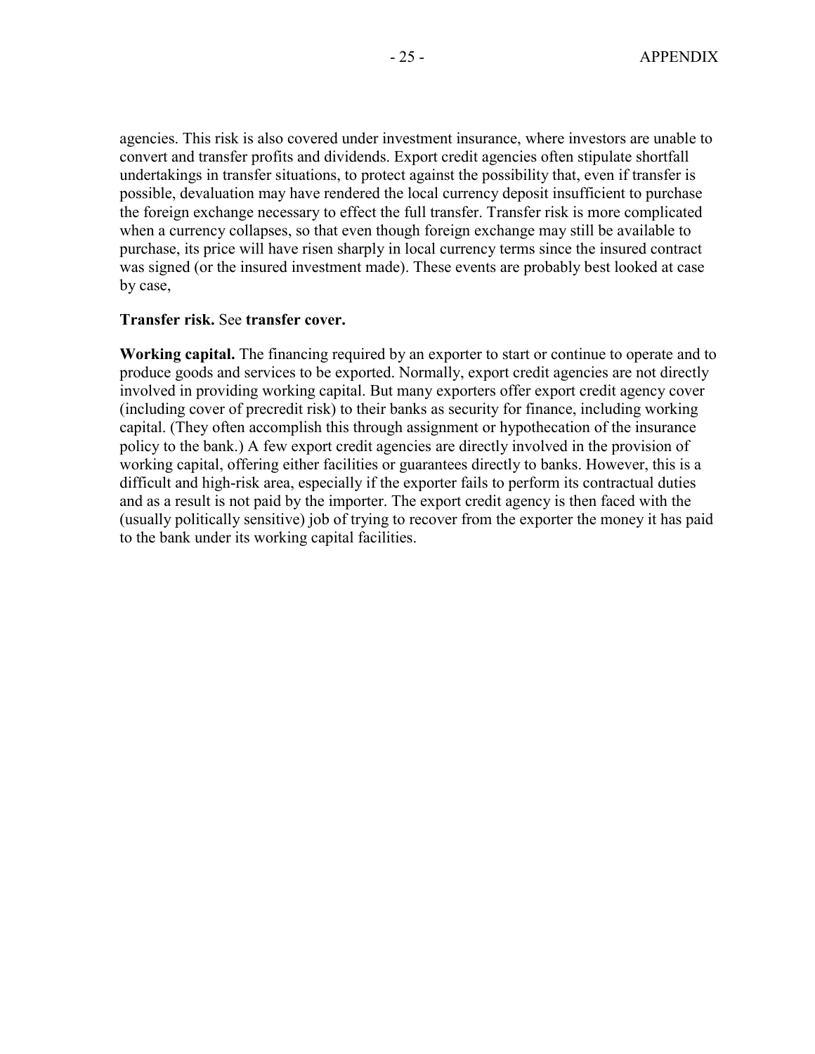agencies. This risk is also covered under investment insurance, where investors are unable to convert and transfer profits and dividends. Export credit agencies often stipulate shortfall undertakings in transfer situations, to protect against the possibility that, even if transfer is possible, devaluation may have rendered the local currency deposit insufficient to purchase the foreign exchange necessary to effect the full transfer. Transfer risk is more complicated when a currency collapses, so that even though foreign exchange may still be available to purchase, its price will have risen sharply in local currency terms since the insured contract was signed (or the insured investment made). These events are probably best looked at case by case,

**Transfer risk.** See **transfer cover.**

**Working capital.** The financing required by an exporter to start or continue to operate and to produce goods and services to be exported. Normally, export credit agencies are not directly involved in providing working capital. But many exporters offer export credit agency cover (including cover of precredit risk) to their banks as security for finance, including working capital. (They often accomplish this through assignment or hypothecation of the insurance policy to the bank.) A few export credit agencies are directly involved in the provision of working capital, offering either facilities or guarantees directly to banks. However, this is a difficult and high-risk area, especially if the exporter fails to perform its contractual duties and as a result is not paid by the importer. The export credit agency is then faced with the (usually politically sensitive) job of trying to recover from the exporter the money it has paid to the bank under its working capital facilities.